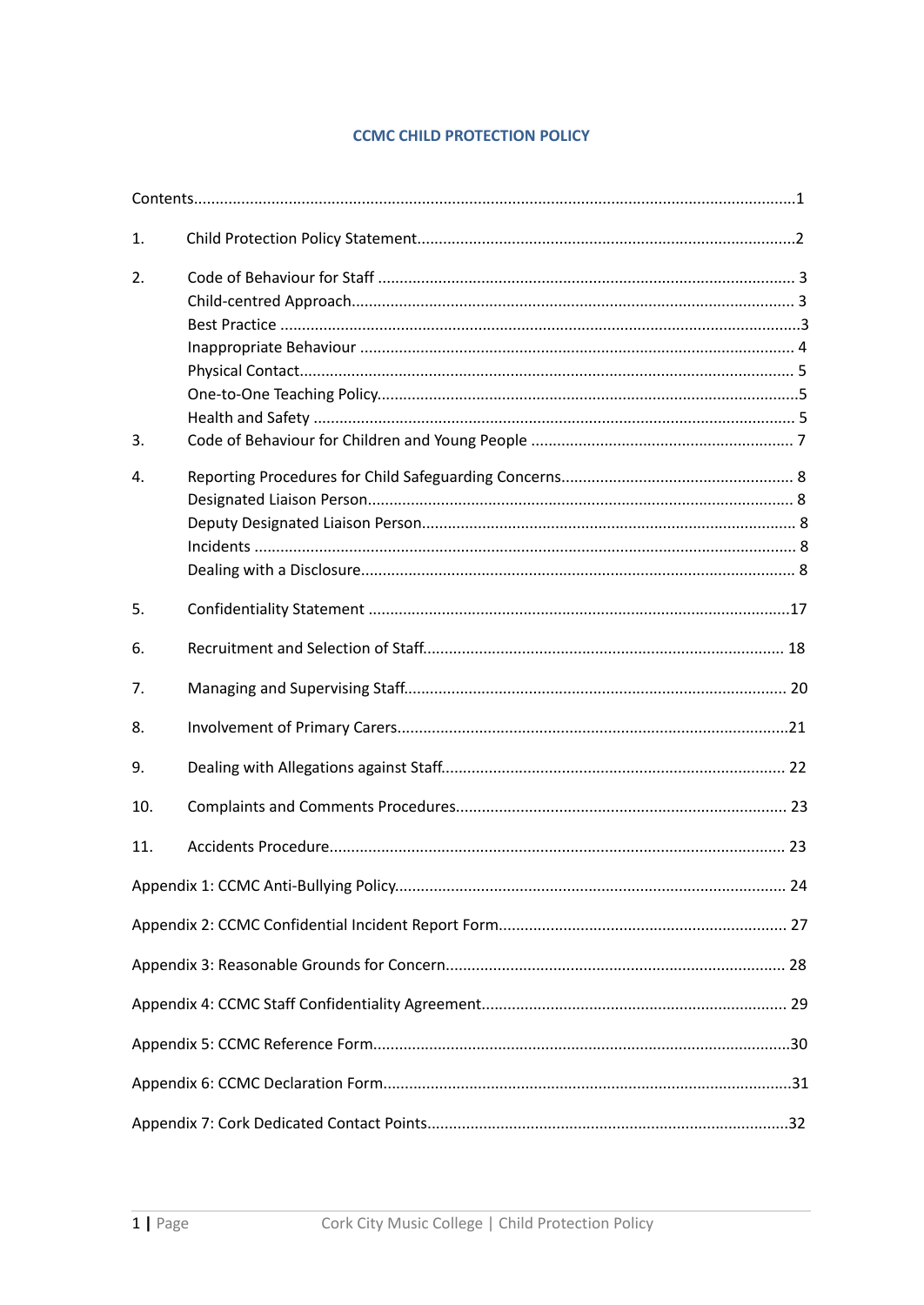# CCMC CHILD PROTECTION POLICY

Contents ... 1

1. Child Protection Policy Statement ... 2
2. Code of Behaviour for Staff ... 3
   - Child-centred Approach ... 3
   - Best Practice ... 3
   - Inappropriate Behaviour ... 4
   - Physical Contact ... 5
   - One-to-One Teaching Policy ... 5
   - Health and Safety ... 5
3. Code of Behaviour for Children and Young People ... 7
4. Reporting Procedures for Child Safeguarding Concerns ... 8
   - Designated Liaison Person ... 8
   - Deputy Designated Liaison Person ... 8
   - Incidents ... 8
   - Dealing with a Disclosure ... 8
5. Confidentiality Statement ... 17
6. Recruitment and Selection of Staff ... 18
7. Managing and Supervising Staff ... 20
8. Involvement of Primary Carers ... 21
9. Dealing with Allegations against Staff ... 22
10. Complaints and Comments Procedures ... 23
11. Accidents Procedure ... 23

Appendix 1: CCMC Anti-Bullying Policy ... 24

Appendix 2: CCMC Confidential Incident Report Form ... 27

Appendix 3: Reasonable Grounds for Concern ... 28

Appendix 4: CCMC Staff Confidentiality Agreement ... 29

Appendix 5: CCMC Reference Form ... 30

Appendix 6: CCMC Declaration Form ... 31

Appendix 7: Cork Dedicated Contact Points ... 32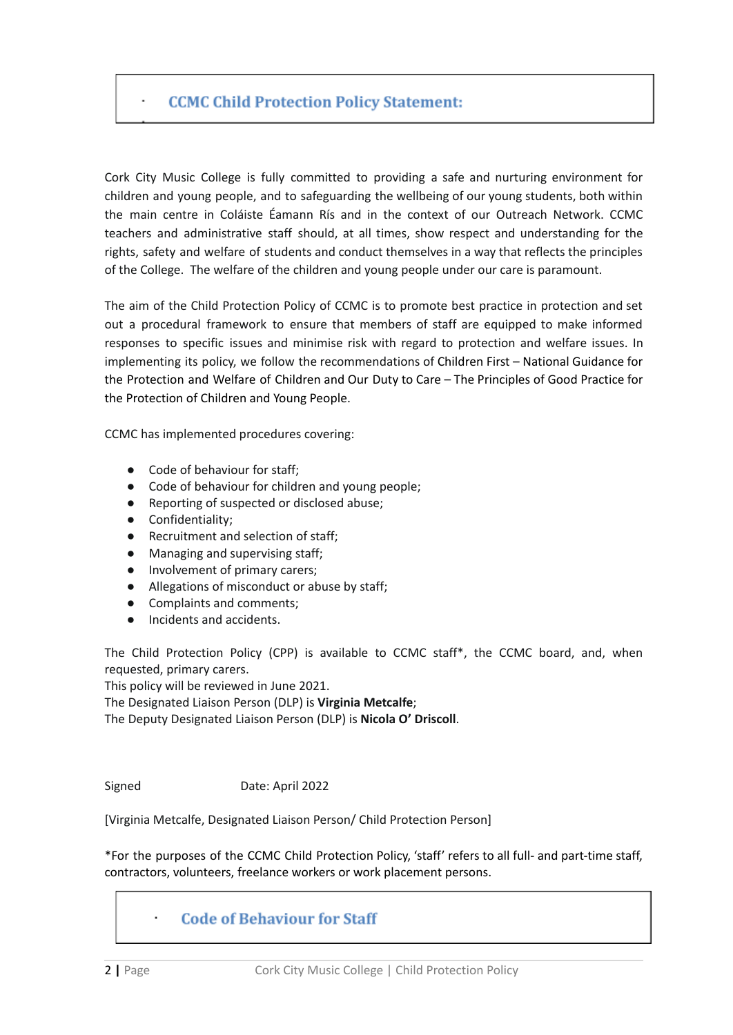## CCMC Child Protection Policy Statement:

Cork City Music College is fully committed to providing a safe and nurturing environment for children and young people, and to safeguarding the wellbeing of our young students, both within the main centre in Coláiste Éamann Rís and in the context of our Outreach Network. CCMC teachers and administrative staff should, at all times, show respect and understanding for the rights, safety and welfare of students and conduct themselves in a way that reflects the principles of the College. The welfare of the children and young people under our care is paramount.

The aim of the Child Protection Policy of CCMC is to promote best practice in protection and set out a procedural framework to ensure that members of staff are equipped to make informed responses to specific issues and minimise risk with regard to protection and welfare issues. In implementing its policy, we follow the recommendations of Children First – National Guidance for the Protection and Welfare of Children and Our Duty to Care – The Principles of Good Practice for the Protection of Children and Young People.

CCMC has implemented procedures covering:

- Code of behaviour for staff;
- Code of behaviour for children and young people;
- Reporting of suspected or disclosed abuse;
- Confidentiality;
- Recruitment and selection of staff;
- Managing and supervising staff;
- Involvement of primary carers;
- Allegations of misconduct or abuse by staff;
- Complaints and comments;
- Incidents and accidents.

The Child Protection Policy (CPP) is available to CCMC staff*, the CCMC board, and, when requested, primary carers.
This policy will be reviewed in June 2021.
The Designated Liaison Person (DLP) is **Virginia Metcalfe**;
The Deputy Designated Liaison Person (DLP) is **Nicola O' Driscoll**.

Signed Date: April 2022

[Virginia Metcalfe, Designated Liaison Person/ Child Protection Person]

*For the purposes of the CCMC Child Protection Policy, 'staff' refers to all full- and part-time staff, contractors, volunteers, freelance workers or work placement persons.

## Code of Behaviour for Staff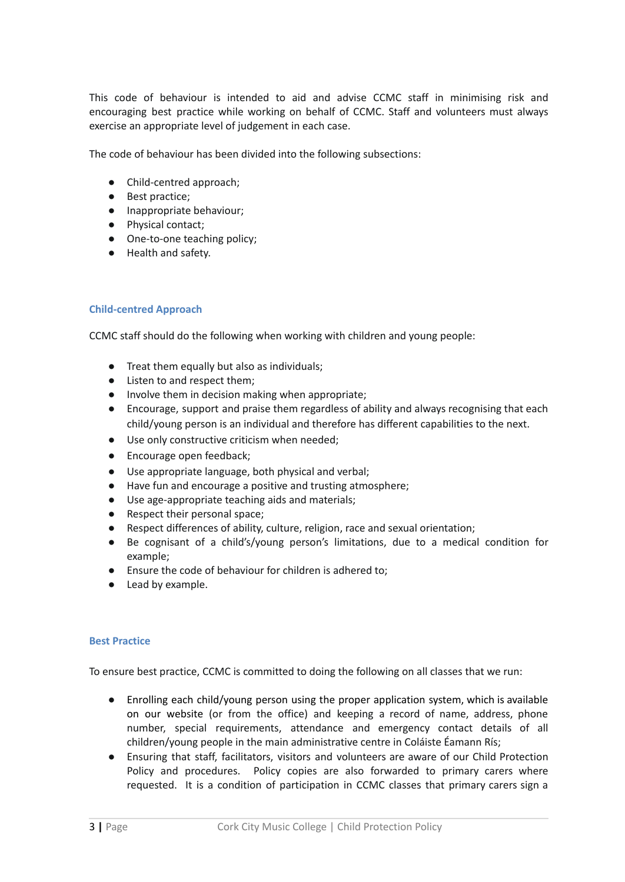This code of behaviour is intended to aid and advise CCMC staff in minimising risk and encouraging best practice while working on behalf of CCMC. Staff and volunteers must always exercise an appropriate level of judgement in each case.

The code of behaviour has been divided into the following subsections:

- Child-centred approach;
- Best practice;
- Inappropriate behaviour;
- Physical contact;
- One-to-one teaching policy;
- Health and safety.

### Child-centred Approach

CCMC staff should do the following when working with children and young people:

- Treat them equally but also as individuals;
- Listen to and respect them;
- Involve them in decision making when appropriate;
- Encourage, support and praise them regardless of ability and always recognising that each child/young person is an individual and therefore has different capabilities to the next.
- Use only constructive criticism when needed;
- Encourage open feedback;
- Use appropriate language, both physical and verbal;
- Have fun and encourage a positive and trusting atmosphere;
- Use age-appropriate teaching aids and materials;
- Respect their personal space;
- Respect differences of ability, culture, religion, race and sexual orientation;
- Be cognisant of a child's/young person's limitations, due to a medical condition for example;
- Ensure the code of behaviour for children is adhered to;
- Lead by example.

### Best Practice

To ensure best practice, CCMC is committed to doing the following on all classes that we run:

- Enrolling each child/young person using the proper application system, which is available on our website (or from the office) and keeping a record of name, address, phone number, special requirements, attendance and emergency contact details of all children/young people in the main administrative centre in Coláiste Éamann Rís;
- Ensuring that staff, facilitators, visitors and volunteers are aware of our Child Protection Policy and procedures. Policy copies are also forwarded to primary carers where requested. It is a condition of participation in CCMC classes that primary carers sign a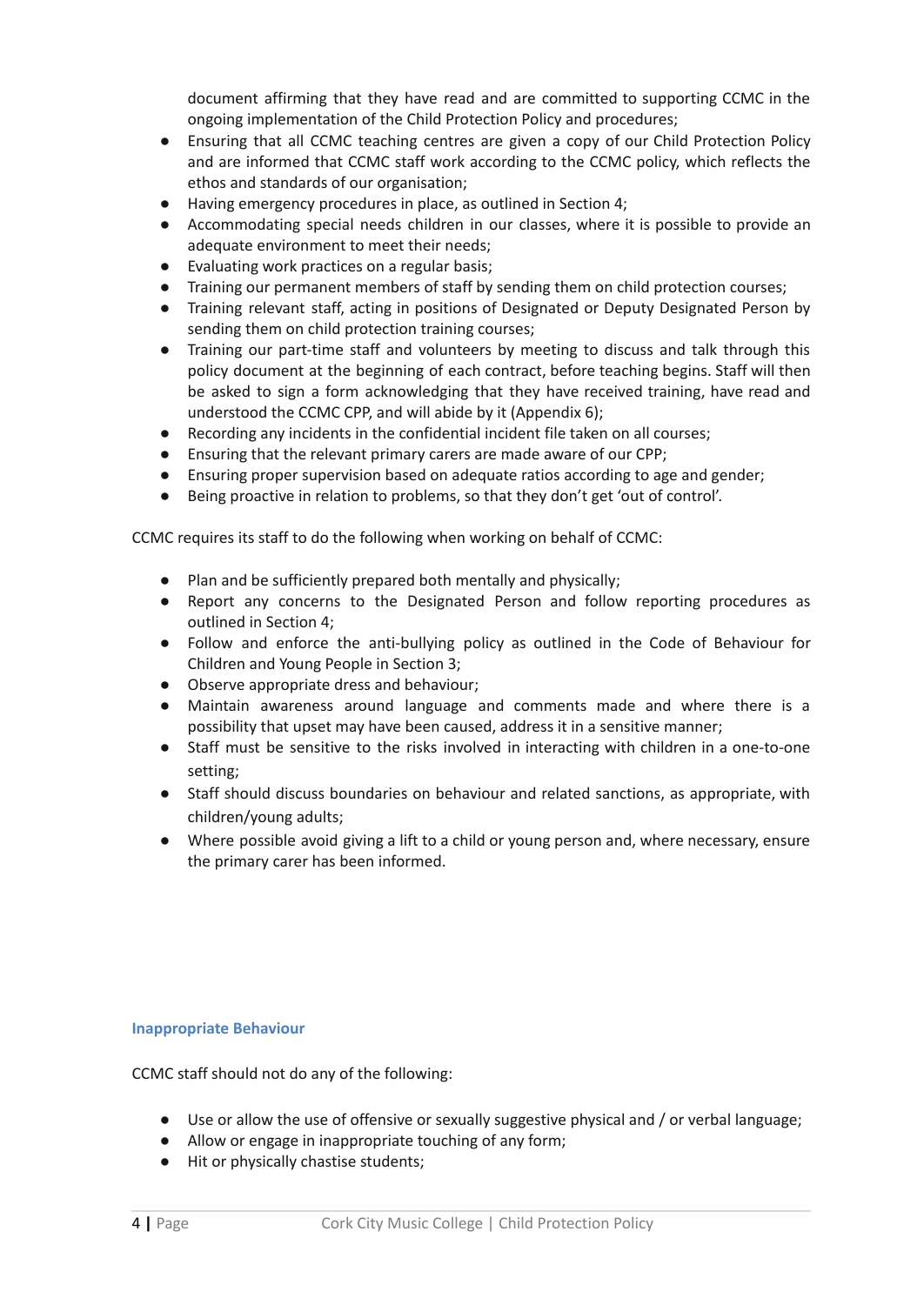document affirming that they have read and are committed to supporting CCMC in the ongoing implementation of the Child Protection Policy and procedures;

- Ensuring that all CCMC teaching centres are given a copy of our Child Protection Policy and are informed that CCMC staff work according to the CCMC policy, which reflects the ethos and standards of our organisation;
- Having emergency procedures in place, as outlined in Section 4;
- Accommodating special needs children in our classes, where it is possible to provide an adequate environment to meet their needs;
- Evaluating work practices on a regular basis;
- Training our permanent members of staff by sending them on child protection courses;
- Training relevant staff, acting in positions of Designated or Deputy Designated Person by sending them on child protection training courses;
- Training our part-time staff and volunteers by meeting to discuss and talk through this policy document at the beginning of each contract, before teaching begins. Staff will then be asked to sign a form acknowledging that they have received training, have read and understood the CCMC CPP, and will abide by it (Appendix 6);
- Recording any incidents in the confidential incident file taken on all courses;
- Ensuring that the relevant primary carers are made aware of our CPP;
- Ensuring proper supervision based on adequate ratios according to age and gender;
- Being proactive in relation to problems, so that they don't get 'out of control'.

CCMC requires its staff to do the following when working on behalf of CCMC:

- Plan and be sufficiently prepared both mentally and physically;
- Report any concerns to the Designated Person and follow reporting procedures as outlined in Section 4;
- Follow and enforce the anti-bullying policy as outlined in the Code of Behaviour for Children and Young People in Section 3;
- Observe appropriate dress and behaviour;
- Maintain awareness around language and comments made and where there is a possibility that upset may have been caused, address it in a sensitive manner;
- Staff must be sensitive to the risks involved in interacting with children in a one-to-one setting;
- Staff should discuss boundaries on behaviour and related sanctions, as appropriate, with children/young adults;
- Where possible avoid giving a lift to a child or young person and, where necessary, ensure the primary carer has been informed.

### Inappropriate Behaviour

CCMC staff should not do any of the following:

- Use or allow the use of offensive or sexually suggestive physical and / or verbal language;
- Allow or engage in inappropriate touching of any form;
- Hit or physically chastise students;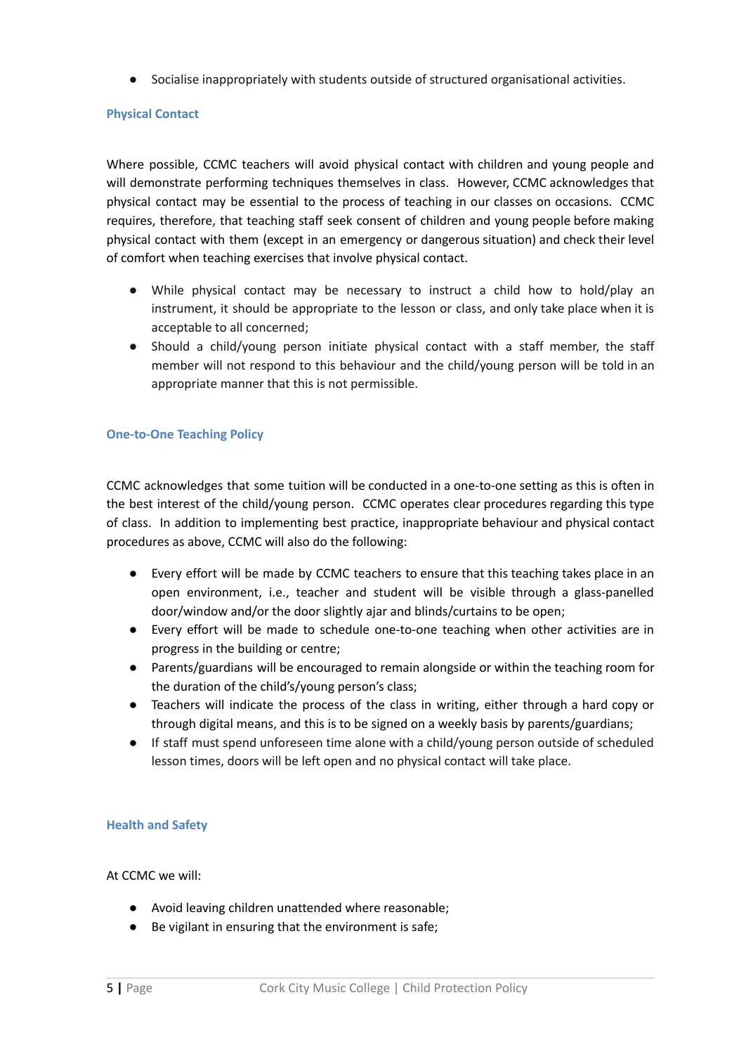- Socialise inappropriately with students outside of structured organisational activities.

### Physical Contact

Where possible, CCMC teachers will avoid physical contact with children and young people and will demonstrate performing techniques themselves in class. However, CCMC acknowledges that physical contact may be essential to the process of teaching in our classes on occasions. CCMC requires, therefore, that teaching staff seek consent of children and young people before making physical contact with them (except in an emergency or dangerous situation) and check their level of comfort when teaching exercises that involve physical contact.

- While physical contact may be necessary to instruct a child how to hold/play an instrument, it should be appropriate to the lesson or class, and only take place when it is acceptable to all concerned;
- Should a child/young person initiate physical contact with a staff member, the staff member will not respond to this behaviour and the child/young person will be told in an appropriate manner that this is not permissible.

### One-to-One Teaching Policy

CCMC acknowledges that some tuition will be conducted in a one-to-one setting as this is often in the best interest of the child/young person. CCMC operates clear procedures regarding this type of class. In addition to implementing best practice, inappropriate behaviour and physical contact procedures as above, CCMC will also do the following:

- Every effort will be made by CCMC teachers to ensure that this teaching takes place in an open environment, i.e., teacher and student will be visible through a glass-panelled door/window and/or the door slightly ajar and blinds/curtains to be open;
- Every effort will be made to schedule one-to-one teaching when other activities are in progress in the building or centre;
- Parents/guardians will be encouraged to remain alongside or within the teaching room for the duration of the child's/young person's class;
- Teachers will indicate the process of the class in writing, either through a hard copy or through digital means, and this is to be signed on a weekly basis by parents/guardians;
- If staff must spend unforeseen time alone with a child/young person outside of scheduled lesson times, doors will be left open and no physical contact will take place.

### Health and Safety

At CCMC we will:

- Avoid leaving children unattended where reasonable;
- Be vigilant in ensuring that the environment is safe;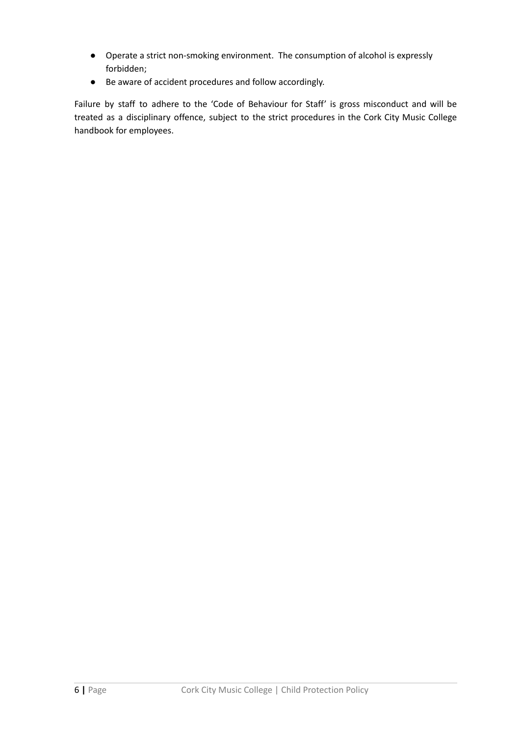- Operate a strict non-smoking environment. The consumption of alcohol is expressly forbidden;
- Be aware of accident procedures and follow accordingly.

Failure by staff to adhere to the 'Code of Behaviour for Staff' is gross misconduct and will be treated as a disciplinary offence, subject to the strict procedures in the Cork City Music College handbook for employees.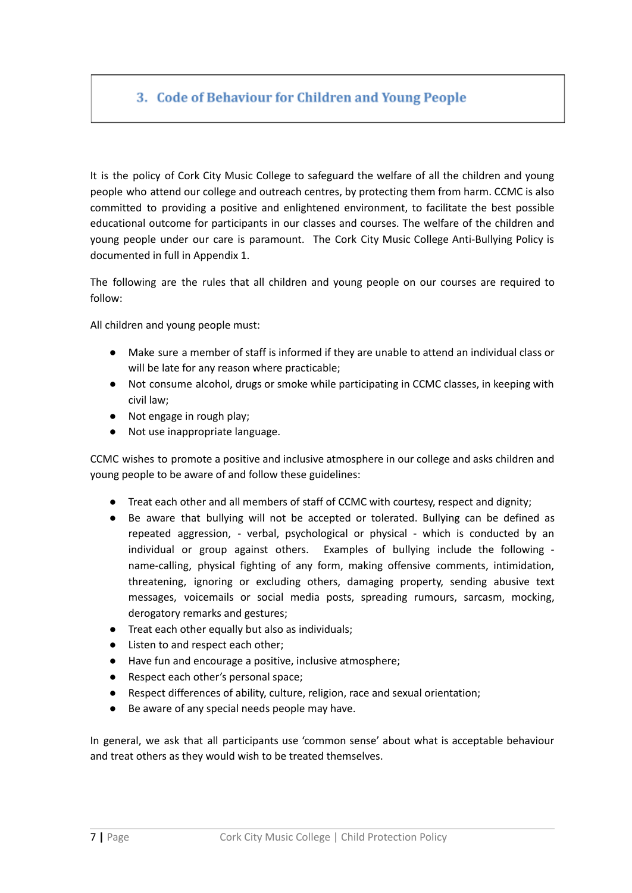## 3. Code of Behaviour for Children and Young People

It is the policy of Cork City Music College to safeguard the welfare of all the children and young people who attend our college and outreach centres, by protecting them from harm. CCMC is also committed to providing a positive and enlightened environment, to facilitate the best possible educational outcome for participants in our classes and courses. The welfare of the children and young people under our care is paramount. The Cork City Music College Anti-Bullying Policy is documented in full in Appendix 1.

The following are the rules that all children and young people on our courses are required to follow:

All children and young people must:

- Make sure a member of staff is informed if they are unable to attend an individual class or will be late for any reason where practicable;
- Not consume alcohol, drugs or smoke while participating in CCMC classes, in keeping with civil law;
- Not engage in rough play;
- Not use inappropriate language.

CCMC wishes to promote a positive and inclusive atmosphere in our college and asks children and young people to be aware of and follow these guidelines:

- Treat each other and all members of staff of CCMC with courtesy, respect and dignity;
- Be aware that bullying will not be accepted or tolerated. Bullying can be defined as repeated aggression, - verbal, psychological or physical - which is conducted by an individual or group against others. Examples of bullying include the following - name-calling, physical fighting of any form, making offensive comments, intimidation, threatening, ignoring or excluding others, damaging property, sending abusive text messages, voicemails or social media posts, spreading rumours, sarcasm, mocking, derogatory remarks and gestures;
- Treat each other equally but also as individuals;
- Listen to and respect each other;
- Have fun and encourage a positive, inclusive atmosphere;
- Respect each other's personal space;
- Respect differences of ability, culture, religion, race and sexual orientation;
- Be aware of any special needs people may have.

In general, we ask that all participants use 'common sense' about what is acceptable behaviour and treat others as they would wish to be treated themselves.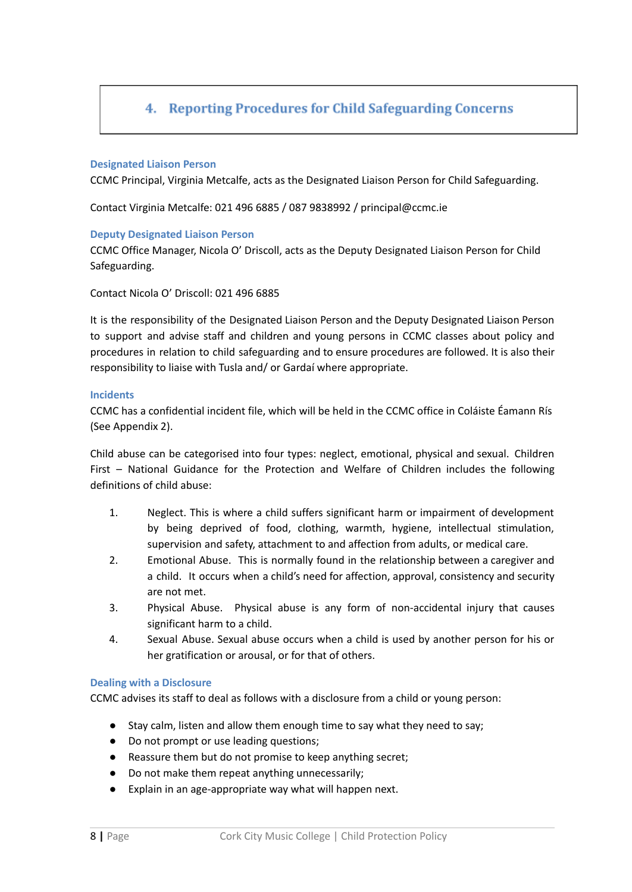## 4. Reporting Procedures for Child Safeguarding Concerns

### Designated Liaison Person

CCMC Principal, Virginia Metcalfe, acts as the Designated Liaison Person for Child Safeguarding.

Contact Virginia Metcalfe: 021 496 6885 / 087 9838992 / principal@ccmc.ie

### Deputy Designated Liaison Person

CCMC Office Manager, Nicola O' Driscoll, acts as the Deputy Designated Liaison Person for Child Safeguarding.

Contact Nicola O' Driscoll: 021 496 6885

It is the responsibility of the Designated Liaison Person and the Deputy Designated Liaison Person to support and advise staff and children and young persons in CCMC classes about policy and procedures in relation to child safeguarding and to ensure procedures are followed. It is also their responsibility to liaise with Tusla and/ or Gardaí where appropriate.

### Incidents

CCMC has a confidential incident file, which will be held in the CCMC office in Coláiste Éamann Rís (See Appendix 2).

Child abuse can be categorised into four types: neglect, emotional, physical and sexual. Children First – National Guidance for the Protection and Welfare of Children includes the following definitions of child abuse:

1. Neglect. This is where a child suffers significant harm or impairment of development by being deprived of food, clothing, warmth, hygiene, intellectual stimulation, supervision and safety, attachment to and affection from adults, or medical care.
2. Emotional Abuse. This is normally found in the relationship between a caregiver and a child. It occurs when a child's need for affection, approval, consistency and security are not met.
3. Physical Abuse. Physical abuse is any form of non-accidental injury that causes significant harm to a child.
4. Sexual Abuse. Sexual abuse occurs when a child is used by another person for his or her gratification or arousal, or for that of others.

### Dealing with a Disclosure

CCMC advises its staff to deal as follows with a disclosure from a child or young person:

- Stay calm, listen and allow them enough time to say what they need to say;
- Do not prompt or use leading questions;
- Reassure them but do not promise to keep anything secret;
- Do not make them repeat anything unnecessarily;
- Explain in an age-appropriate way what will happen next.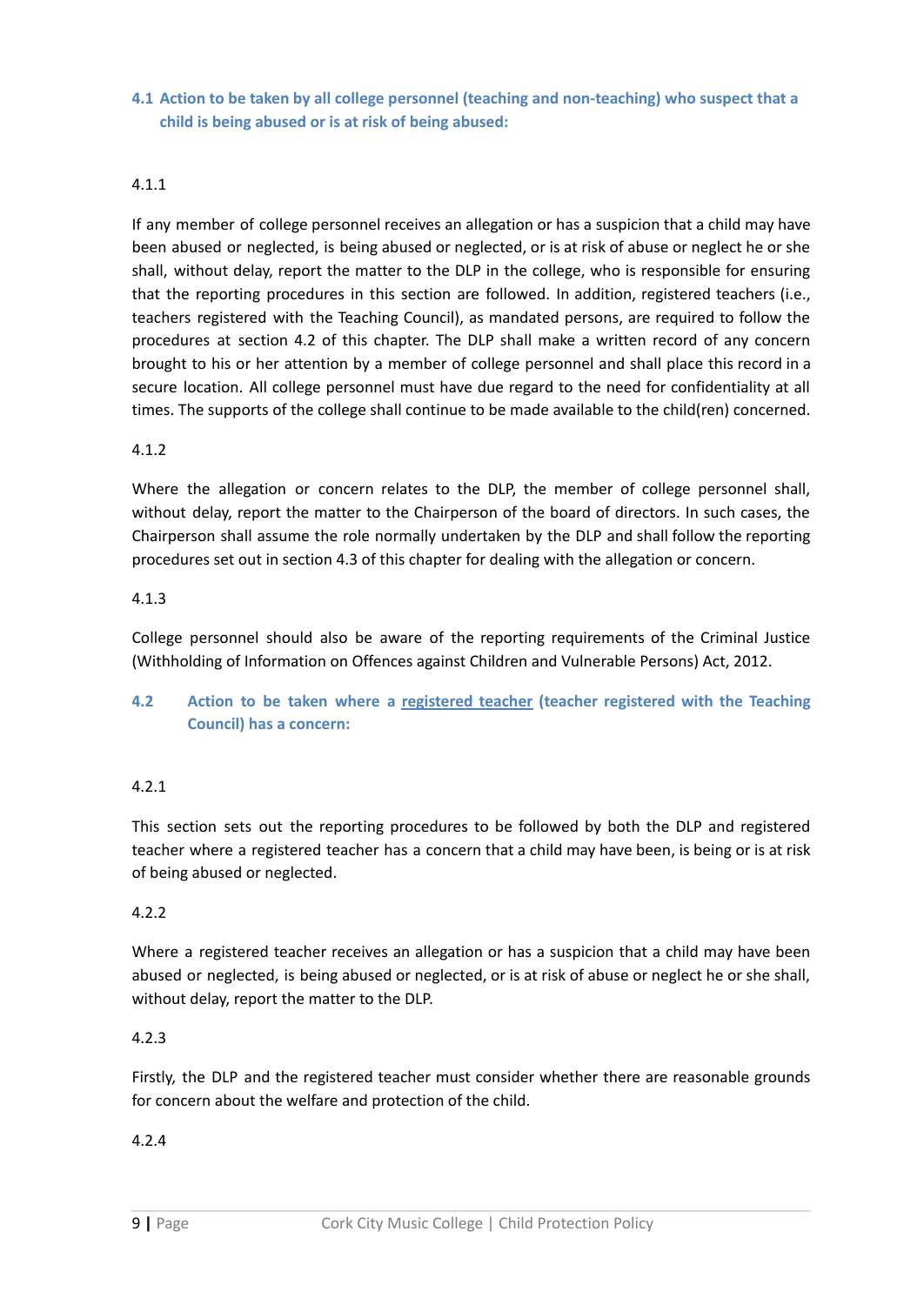### 4.1 Action to be taken by all college personnel (teaching and non-teaching) who suspect that a child is being abused or is at risk of being abused:

4.1.1

If any member of college personnel receives an allegation or has a suspicion that a child may have been abused or neglected, is being abused or neglected, or is at risk of abuse or neglect he or she shall, without delay, report the matter to the DLP in the college, who is responsible for ensuring that the reporting procedures in this section are followed. In addition, registered teachers (i.e., teachers registered with the Teaching Council), as mandated persons, are required to follow the procedures at section 4.2 of this chapter. The DLP shall make a written record of any concern brought to his or her attention by a member of college personnel and shall place this record in a secure location. All college personnel must have due regard to the need for confidentiality at all times. The supports of the college shall continue to be made available to the child(ren) concerned.

4.1.2

Where the allegation or concern relates to the DLP, the member of college personnel shall, without delay, report the matter to the Chairperson of the board of directors. In such cases, the Chairperson shall assume the role normally undertaken by the DLP and shall follow the reporting procedures set out in section 4.3 of this chapter for dealing with the allegation or concern.

4.1.3

College personnel should also be aware of the reporting requirements of the Criminal Justice (Withholding of Information on Offences against Children and Vulnerable Persons) Act, 2012.

### 4.2 Action to be taken where a registered teacher (teacher registered with the Teaching Council) has a concern:

4.2.1

This section sets out the reporting procedures to be followed by both the DLP and registered teacher where a registered teacher has a concern that a child may have been, is being or is at risk of being abused or neglected.

4.2.2

Where a registered teacher receives an allegation or has a suspicion that a child may have been abused or neglected, is being abused or neglected, or is at risk of abuse or neglect he or she shall, without delay, report the matter to the DLP.

4.2.3

Firstly, the DLP and the registered teacher must consider whether there are reasonable grounds for concern about the welfare and protection of the child.

4.2.4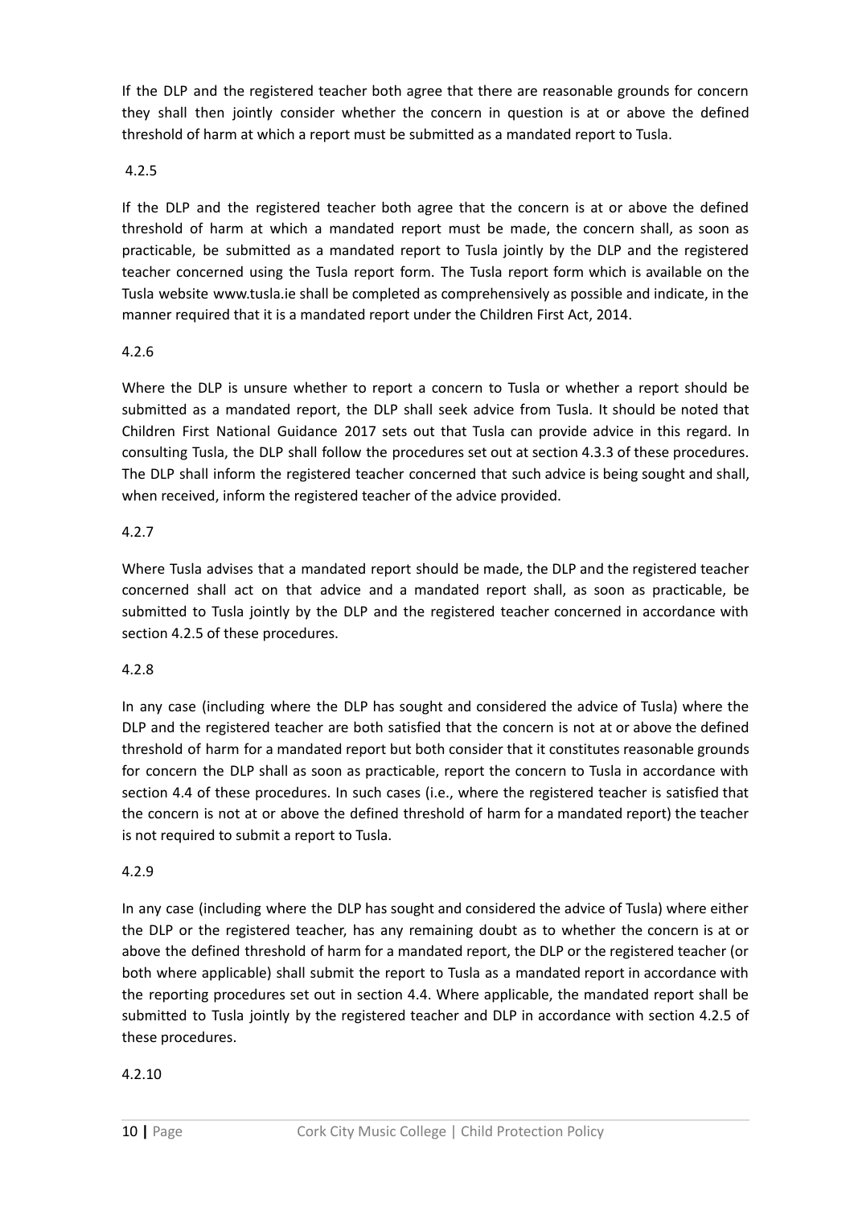If the DLP and the registered teacher both agree that there are reasonable grounds for concern they shall then jointly consider whether the concern in question is at or above the defined threshold of harm at which a report must be submitted as a mandated report to Tusla.

4.2.5

If the DLP and the registered teacher both agree that the concern is at or above the defined threshold of harm at which a mandated report must be made, the concern shall, as soon as practicable, be submitted as a mandated report to Tusla jointly by the DLP and the registered teacher concerned using the Tusla report form. The Tusla report form which is available on the Tusla website www.tusla.ie shall be completed as comprehensively as possible and indicate, in the manner required that it is a mandated report under the Children First Act, 2014.

4.2.6

Where the DLP is unsure whether to report a concern to Tusla or whether a report should be submitted as a mandated report, the DLP shall seek advice from Tusla. It should be noted that Children First National Guidance 2017 sets out that Tusla can provide advice in this regard. In consulting Tusla, the DLP shall follow the procedures set out at section 4.3.3 of these procedures. The DLP shall inform the registered teacher concerned that such advice is being sought and shall, when received, inform the registered teacher of the advice provided.

4.2.7

Where Tusla advises that a mandated report should be made, the DLP and the registered teacher concerned shall act on that advice and a mandated report shall, as soon as practicable, be submitted to Tusla jointly by the DLP and the registered teacher concerned in accordance with section 4.2.5 of these procedures.

4.2.8

In any case (including where the DLP has sought and considered the advice of Tusla) where the DLP and the registered teacher are both satisfied that the concern is not at or above the defined threshold of harm for a mandated report but both consider that it constitutes reasonable grounds for concern the DLP shall as soon as practicable, report the concern to Tusla in accordance with section 4.4 of these procedures. In such cases (i.e., where the registered teacher is satisfied that the concern is not at or above the defined threshold of harm for a mandated report) the teacher is not required to submit a report to Tusla.

4.2.9

In any case (including where the DLP has sought and considered the advice of Tusla) where either the DLP or the registered teacher, has any remaining doubt as to whether the concern is at or above the defined threshold of harm for a mandated report, the DLP or the registered teacher (or both where applicable) shall submit the report to Tusla as a mandated report in accordance with the reporting procedures set out in section 4.4. Where applicable, the mandated report shall be submitted to Tusla jointly by the registered teacher and DLP in accordance with section 4.2.5 of these procedures.

4.2.10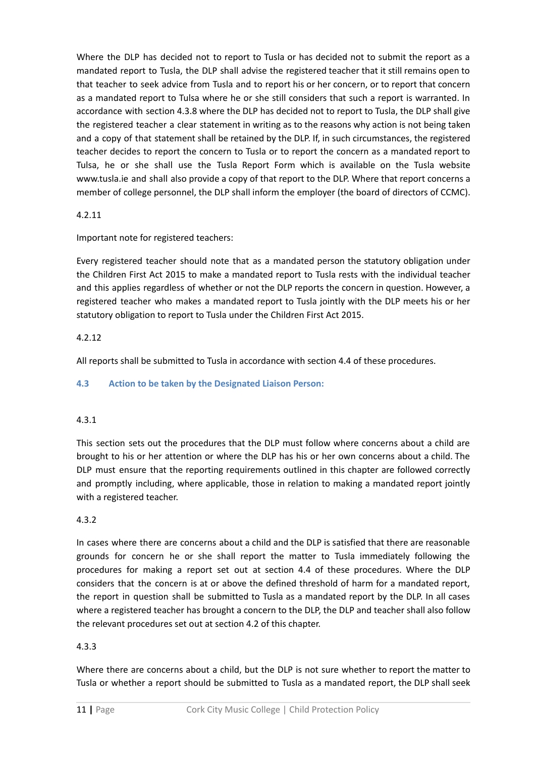Where the DLP has decided not to report to Tusla or has decided not to submit the report as a mandated report to Tusla, the DLP shall advise the registered teacher that it still remains open to that teacher to seek advice from Tusla and to report his or her concern, or to report that concern as a mandated report to Tulsa where he or she still considers that such a report is warranted. In accordance with section 4.3.8 where the DLP has decided not to report to Tusla, the DLP shall give the registered teacher a clear statement in writing as to the reasons why action is not being taken and a copy of that statement shall be retained by the DLP. If, in such circumstances, the registered teacher decides to report the concern to Tusla or to report the concern as a mandated report to Tulsa, he or she shall use the Tusla Report Form which is available on the Tusla website www.tusla.ie and shall also provide a copy of that report to the DLP. Where that report concerns a member of college personnel, the DLP shall inform the employer (the board of directors of CCMC).

4.2.11

Important note for registered teachers:

Every registered teacher should note that as a mandated person the statutory obligation under the Children First Act 2015 to make a mandated report to Tusla rests with the individual teacher and this applies regardless of whether or not the DLP reports the concern in question. However, a registered teacher who makes a mandated report to Tusla jointly with the DLP meets his or her statutory obligation to report to Tusla under the Children First Act 2015.

4.2.12

All reports shall be submitted to Tusla in accordance with section 4.4 of these procedures.

### 4.3 Action to be taken by the Designated Liaison Person:

4.3.1

This section sets out the procedures that the DLP must follow where concerns about a child are brought to his or her attention or where the DLP has his or her own concerns about a child. The DLP must ensure that the reporting requirements outlined in this chapter are followed correctly and promptly including, where applicable, those in relation to making a mandated report jointly with a registered teacher.

4.3.2

In cases where there are concerns about a child and the DLP is satisfied that there are reasonable grounds for concern he or she shall report the matter to Tusla immediately following the procedures for making a report set out at section 4.4 of these procedures. Where the DLP considers that the concern is at or above the defined threshold of harm for a mandated report, the report in question shall be submitted to Tusla as a mandated report by the DLP. In all cases where a registered teacher has brought a concern to the DLP, the DLP and teacher shall also follow the relevant procedures set out at section 4.2 of this chapter.

4.3.3

Where there are concerns about a child, but the DLP is not sure whether to report the matter to Tusla or whether a report should be submitted to Tusla as a mandated report, the DLP shall seek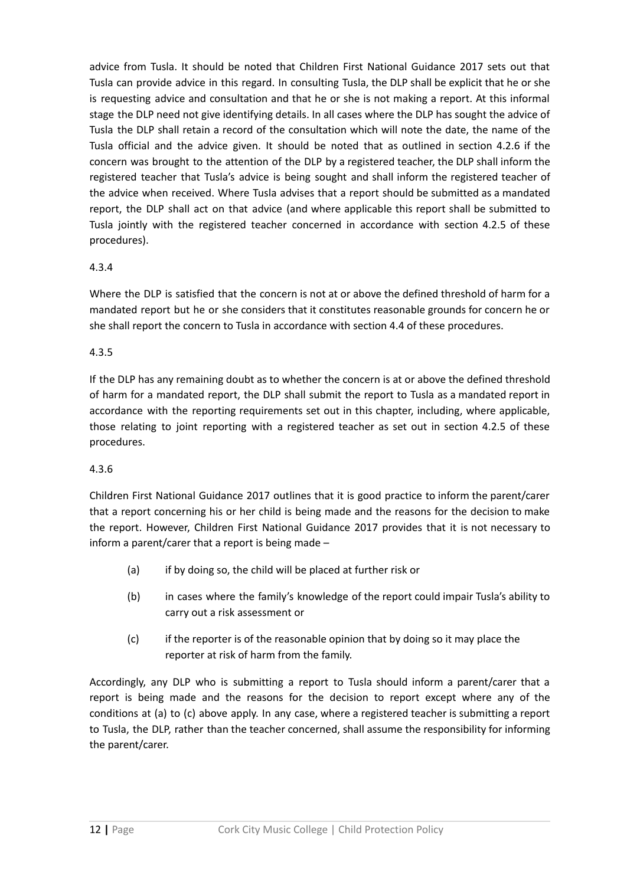advice from Tusla. It should be noted that Children First National Guidance 2017 sets out that Tusla can provide advice in this regard. In consulting Tusla, the DLP shall be explicit that he or she is requesting advice and consultation and that he or she is not making a report. At this informal stage the DLP need not give identifying details. In all cases where the DLP has sought the advice of Tusla the DLP shall retain a record of the consultation which will note the date, the name of the Tusla official and the advice given. It should be noted that as outlined in section 4.2.6 if the concern was brought to the attention of the DLP by a registered teacher, the DLP shall inform the registered teacher that Tusla's advice is being sought and shall inform the registered teacher of the advice when received. Where Tusla advises that a report should be submitted as a mandated report, the DLP shall act on that advice (and where applicable this report shall be submitted to Tusla jointly with the registered teacher concerned in accordance with section 4.2.5 of these procedures).

4.3.4

Where the DLP is satisfied that the concern is not at or above the defined threshold of harm for a mandated report but he or she considers that it constitutes reasonable grounds for concern he or she shall report the concern to Tusla in accordance with section 4.4 of these procedures.

4.3.5

If the DLP has any remaining doubt as to whether the concern is at or above the defined threshold of harm for a mandated report, the DLP shall submit the report to Tusla as a mandated report in accordance with the reporting requirements set out in this chapter, including, where applicable, those relating to joint reporting with a registered teacher as set out in section 4.2.5 of these procedures.

4.3.6

Children First National Guidance 2017 outlines that it is good practice to inform the parent/carer that a report concerning his or her child is being made and the reasons for the decision to make the report. However, Children First National Guidance 2017 provides that it is not necessary to inform a parent/carer that a report is being made –

(a) if by doing so, the child will be placed at further risk or

(b) in cases where the family's knowledge of the report could impair Tusla's ability to carry out a risk assessment or

(c) if the reporter is of the reasonable opinion that by doing so it may place the reporter at risk of harm from the family.

Accordingly, any DLP who is submitting a report to Tusla should inform a parent/carer that a report is being made and the reasons for the decision to report except where any of the conditions at (a) to (c) above apply. In any case, where a registered teacher is submitting a report to Tusla, the DLP, rather than the teacher concerned, shall assume the responsibility for informing the parent/carer.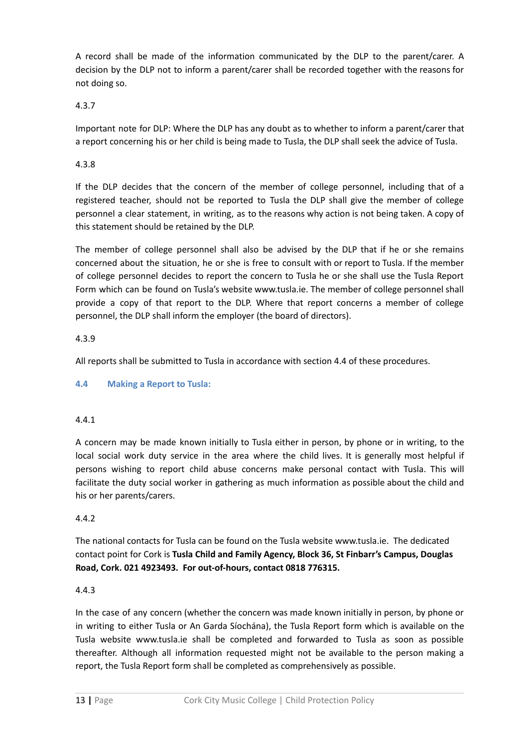A record shall be made of the information communicated by the DLP to the parent/carer. A decision by the DLP not to inform a parent/carer shall be recorded together with the reasons for not doing so.

4.3.7

Important note for DLP: Where the DLP has any doubt as to whether to inform a parent/carer that a report concerning his or her child is being made to Tusla, the DLP shall seek the advice of Tusla.

4.3.8

If the DLP decides that the concern of the member of college personnel, including that of a registered teacher, should not be reported to Tusla the DLP shall give the member of college personnel a clear statement, in writing, as to the reasons why action is not being taken. A copy of this statement should be retained by the DLP.

The member of college personnel shall also be advised by the DLP that if he or she remains concerned about the situation, he or she is free to consult with or report to Tusla. If the member of college personnel decides to report the concern to Tusla he or she shall use the Tusla Report Form which can be found on Tusla's website www.tusla.ie. The member of college personnel shall provide a copy of that report to the DLP. Where that report concerns a member of college personnel, the DLP shall inform the employer (the board of directors).

4.3.9

All reports shall be submitted to Tusla in accordance with section 4.4 of these procedures.

### 4.4 Making a Report to Tusla:

4.4.1

A concern may be made known initially to Tusla either in person, by phone or in writing, to the local social work duty service in the area where the child lives. It is generally most helpful if persons wishing to report child abuse concerns make personal contact with Tusla. This will facilitate the duty social worker in gathering as much information as possible about the child and his or her parents/carers.

4.4.2

The national contacts for Tusla can be found on the Tusla website www.tusla.ie. The dedicated contact point for Cork is **Tusla Child and Family Agency, Block 36, St Finbarr's Campus, Douglas Road, Cork. 021 4923493. For out-of-hours, contact 0818 776315.**

4.4.3

In the case of any concern (whether the concern was made known initially in person, by phone or in writing to either Tusla or An Garda Síochána), the Tusla Report form which is available on the Tusla website www.tusla.ie shall be completed and forwarded to Tusla as soon as possible thereafter. Although all information requested might not be available to the person making a report, the Tusla Report form shall be completed as comprehensively as possible.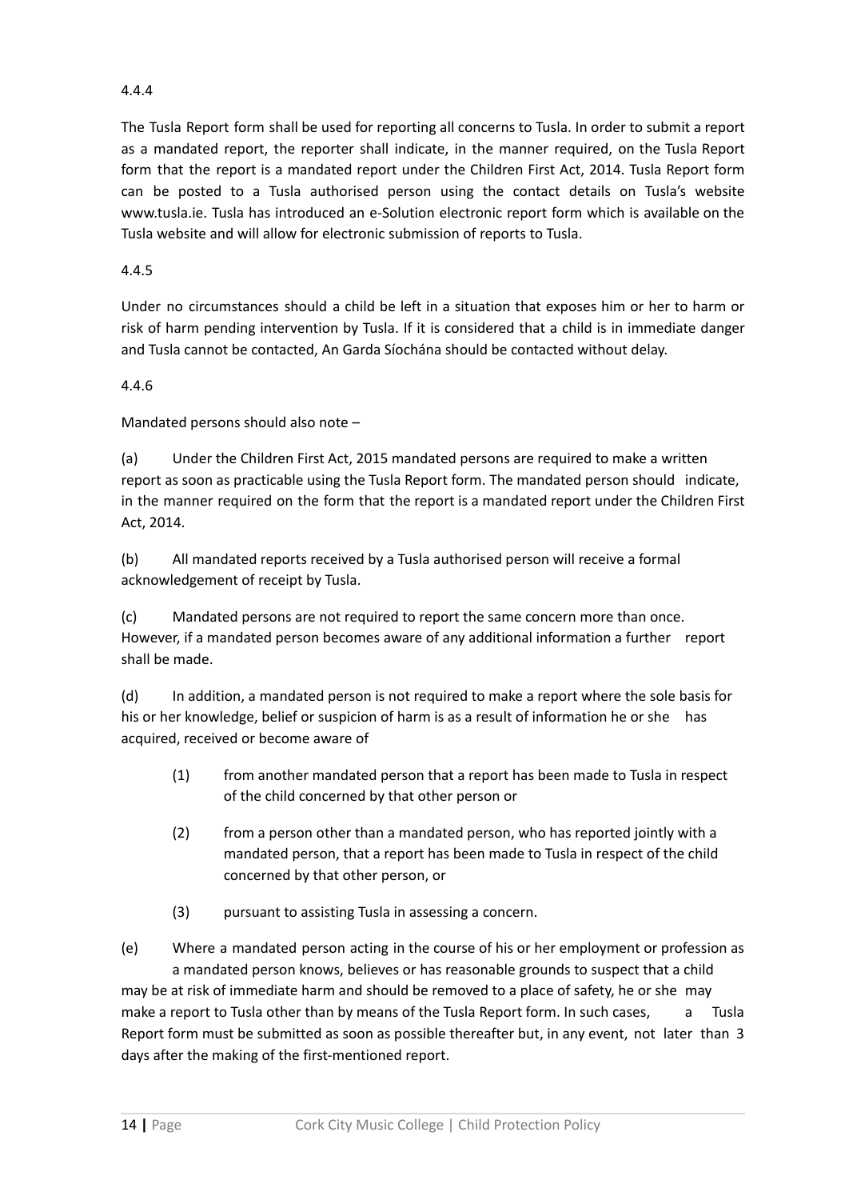4.4.4

The Tusla Report form shall be used for reporting all concerns to Tusla. In order to submit a report as a mandated report, the reporter shall indicate, in the manner required, on the Tusla Report form that the report is a mandated report under the Children First Act, 2014. Tusla Report form can be posted to a Tusla authorised person using the contact details on Tusla's website www.tusla.ie. Tusla has introduced an e-Solution electronic report form which is available on the Tusla website and will allow for electronic submission of reports to Tusla.

4.4.5

Under no circumstances should a child be left in a situation that exposes him or her to harm or risk of harm pending intervention by Tusla. If it is considered that a child is in immediate danger and Tusla cannot be contacted, An Garda Síochána should be contacted without delay.

4.4.6

Mandated persons should also note –

(a) Under the Children First Act, 2015 mandated persons are required to make a written report as soon as practicable using the Tusla Report form. The mandated person should indicate, in the manner required on the form that the report is a mandated report under the Children First Act, 2014.

(b) All mandated reports received by a Tusla authorised person will receive a formal acknowledgement of receipt by Tusla.

(c) Mandated persons are not required to report the same concern more than once. However, if a mandated person becomes aware of any additional information a further report shall be made.

(d) In addition, a mandated person is not required to make a report where the sole basis for his or her knowledge, belief or suspicion of harm is as a result of information he or she has acquired, received or become aware of

- (1) from another mandated person that a report has been made to Tusla in respect of the child concerned by that other person or
- (2) from a person other than a mandated person, who has reported jointly with a mandated person, that a report has been made to Tusla in respect of the child concerned by that other person, or
- (3) pursuant to assisting Tusla in assessing a concern.

(e) Where a mandated person acting in the course of his or her employment or profession as a mandated person knows, believes or has reasonable grounds to suspect that a child may be at risk of immediate harm and should be removed to a place of safety, he or she may make a report to Tusla other than by means of the Tusla Report form. In such cases, a Tusla Report form must be submitted as soon as possible thereafter but, in any event, not later than 3 days after the making of the first-mentioned report.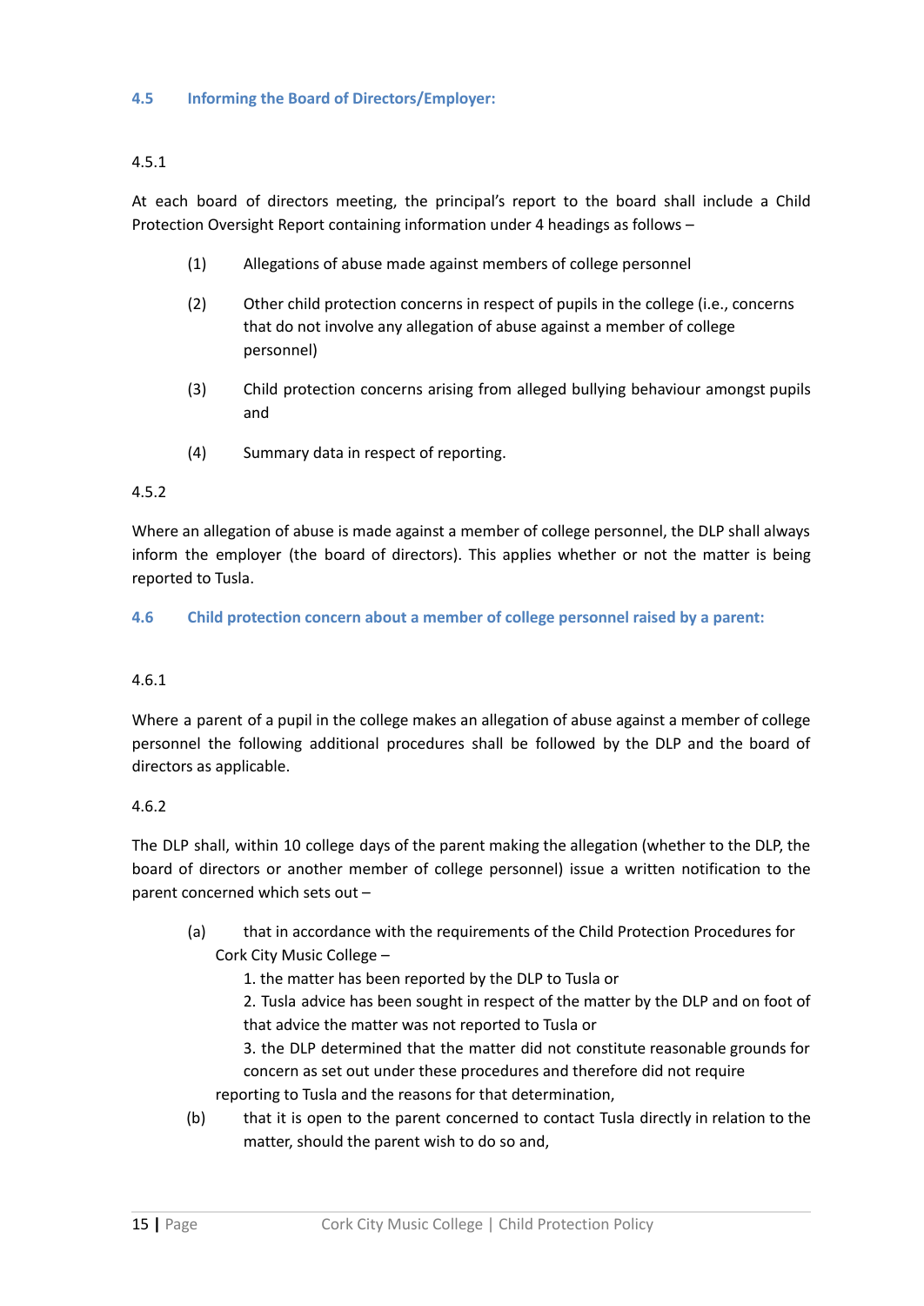### 4.5 Informing the Board of Directors/Employer:

4.5.1

At each board of directors meeting, the principal's report to the board shall include a Child Protection Oversight Report containing information under 4 headings as follows –

(1) Allegations of abuse made against members of college personnel

(2) Other child protection concerns in respect of pupils in the college (i.e., concerns that do not involve any allegation of abuse against a member of college personnel)

(3) Child protection concerns arising from alleged bullying behaviour amongst pupils and

(4) Summary data in respect of reporting.

4.5.2

Where an allegation of abuse is made against a member of college personnel, the DLP shall always inform the employer (the board of directors). This applies whether or not the matter is being reported to Tusla.

### 4.6 Child protection concern about a member of college personnel raised by a parent:

4.6.1

Where a parent of a pupil in the college makes an allegation of abuse against a member of college personnel the following additional procedures shall be followed by the DLP and the board of directors as applicable.

4.6.2

The DLP shall, within 10 college days of the parent making the allegation (whether to the DLP, the board of directors or another member of college personnel) issue a written notification to the parent concerned which sets out –

(a) that in accordance with the requirements of the Child Protection Procedures for Cork City Music College –
   1. the matter has been reported by the DLP to Tusla or
   2. Tusla advice has been sought in respect of the matter by the DLP and on foot of that advice the matter was not reported to Tusla or
   3. the DLP determined that the matter did not constitute reasonable grounds for concern as set out under these procedures and therefore did not require reporting to Tusla and the reasons for that determination,

(b) that it is open to the parent concerned to contact Tusla directly in relation to the matter, should the parent wish to do so and,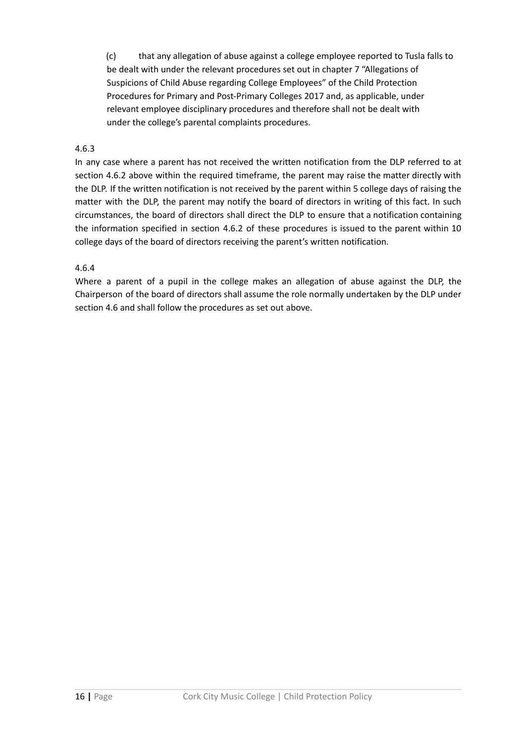(c) that any allegation of abuse against a college employee reported to Tusla falls to be dealt with under the relevant procedures set out in chapter 7 "Allegations of Suspicions of Child Abuse regarding College Employees" of the Child Protection Procedures for Primary and Post-Primary Colleges 2017 and, as applicable, under relevant employee disciplinary procedures and therefore shall not be dealt with under the college's parental complaints procedures.

4.6.3

In any case where a parent has not received the written notification from the DLP referred to at section 4.6.2 above within the required timeframe, the parent may raise the matter directly with the DLP. If the written notification is not received by the parent within 5 college days of raising the matter with the DLP, the parent may notify the board of directors in writing of this fact. In such circumstances, the board of directors shall direct the DLP to ensure that a notification containing the information specified in section 4.6.2 of these procedures is issued to the parent within 10 college days of the board of directors receiving the parent's written notification.

4.6.4

Where a parent of a pupil in the college makes an allegation of abuse against the DLP, the Chairperson of the board of directors shall assume the role normally undertaken by the DLP under section 4.6 and shall follow the procedures as set out above.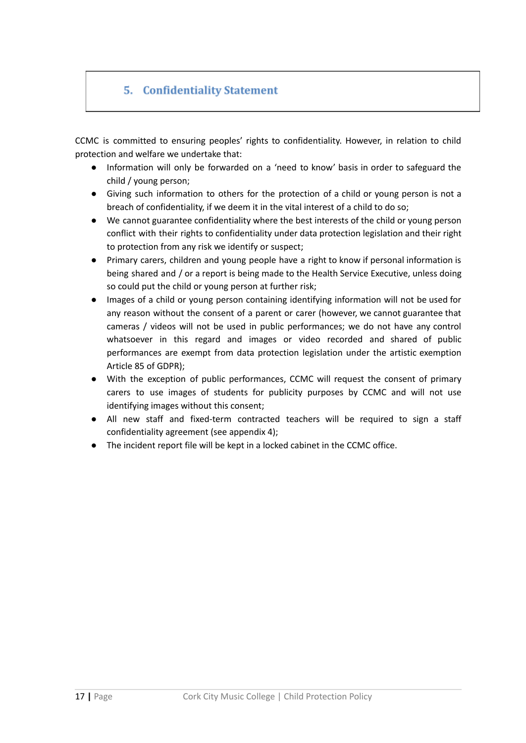## 5. Confidentiality Statement

CCMC is committed to ensuring peoples' rights to confidentiality. However, in relation to child protection and welfare we undertake that:

- Information will only be forwarded on a 'need to know' basis in order to safeguard the child / young person;
- Giving such information to others for the protection of a child or young person is not a breach of confidentiality, if we deem it in the vital interest of a child to do so;
- We cannot guarantee confidentiality where the best interests of the child or young person conflict with their rights to confidentiality under data protection legislation and their right to protection from any risk we identify or suspect;
- Primary carers, children and young people have a right to know if personal information is being shared and / or a report is being made to the Health Service Executive, unless doing so could put the child or young person at further risk;
- Images of a child or young person containing identifying information will not be used for any reason without the consent of a parent or carer (however, we cannot guarantee that cameras / videos will not be used in public performances; we do not have any control whatsoever in this regard and images or video recorded and shared of public performances are exempt from data protection legislation under the artistic exemption Article 85 of GDPR);
- With the exception of public performances, CCMC will request the consent of primary carers to use images of students for publicity purposes by CCMC and will not use identifying images without this consent;
- All new staff and fixed-term contracted teachers will be required to sign a staff confidentiality agreement (see appendix 4);
- The incident report file will be kept in a locked cabinet in the CCMC office.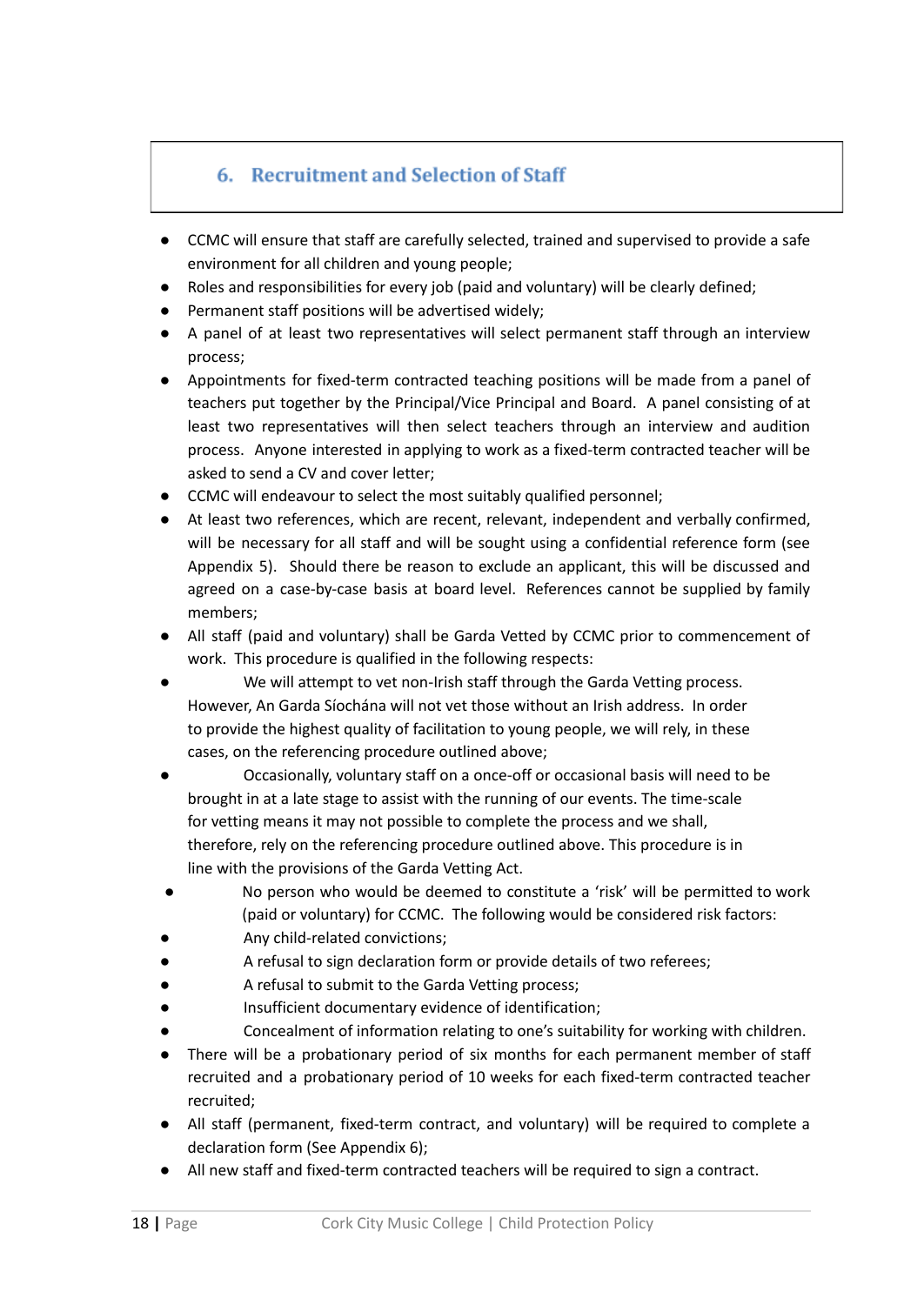## 6. Recruitment and Selection of Staff

- CCMC will ensure that staff are carefully selected, trained and supervised to provide a safe environment for all children and young people;
- Roles and responsibilities for every job (paid and voluntary) will be clearly defined;
- Permanent staff positions will be advertised widely;
- A panel of at least two representatives will select permanent staff through an interview process;
- Appointments for fixed-term contracted teaching positions will be made from a panel of teachers put together by the Principal/Vice Principal and Board. A panel consisting of at least two representatives will then select teachers through an interview and audition process. Anyone interested in applying to work as a fixed-term contracted teacher will be asked to send a CV and cover letter;
- CCMC will endeavour to select the most suitably qualified personnel;
- At least two references, which are recent, relevant, independent and verbally confirmed, will be necessary for all staff and will be sought using a confidential reference form (see Appendix 5). Should there be reason to exclude an applicant, this will be discussed and agreed on a case-by-case basis at board level. References cannot be supplied by family members;
- All staff (paid and voluntary) shall be Garda Vetted by CCMC prior to commencement of work. This procedure is qualified in the following respects:
- We will attempt to vet non-Irish staff through the Garda Vetting process. However, An Garda Síochána will not vet those without an Irish address. In order to provide the highest quality of facilitation to young people, we will rely, in these cases, on the referencing procedure outlined above;
- Occasionally, voluntary staff on a once-off or occasional basis will need to be brought in at a late stage to assist with the running of our events. The time-scale for vetting means it may not possible to complete the process and we shall, therefore, rely on the referencing procedure outlined above. This procedure is in line with the provisions of the Garda Vetting Act.
- No person who would be deemed to constitute a 'risk' will be permitted to work (paid or voluntary) for CCMC. The following would be considered risk factors:
- Any child-related convictions;
- A refusal to sign declaration form or provide details of two referees;
- A refusal to submit to the Garda Vetting process;
- Insufficient documentary evidence of identification;
- Concealment of information relating to one's suitability for working with children.
- There will be a probationary period of six months for each permanent member of staff recruited and a probationary period of 10 weeks for each fixed-term contracted teacher recruited;
- All staff (permanent, fixed-term contract, and voluntary) will be required to complete a declaration form (See Appendix 6);
- All new staff and fixed-term contracted teachers will be required to sign a contract.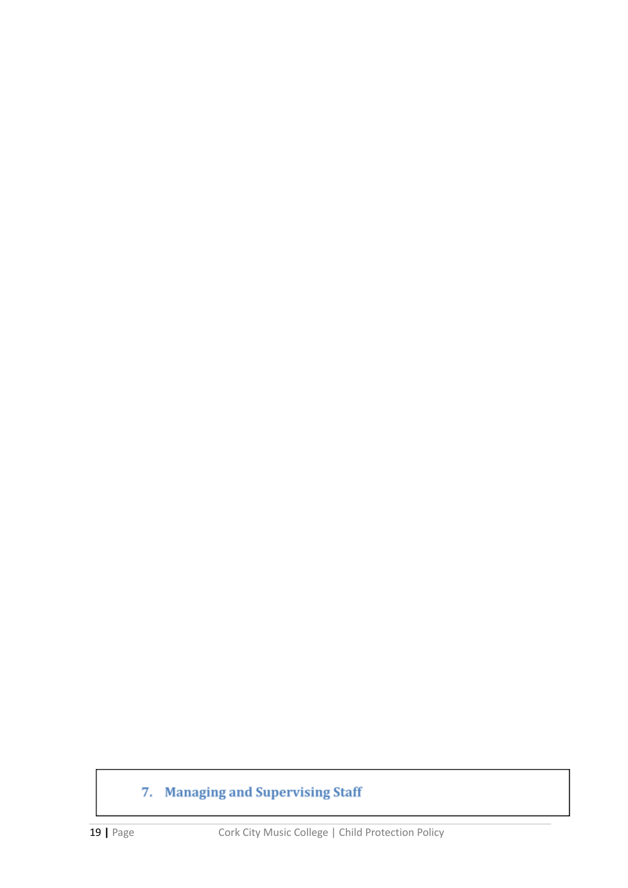# 7. Managing and Supervising Staff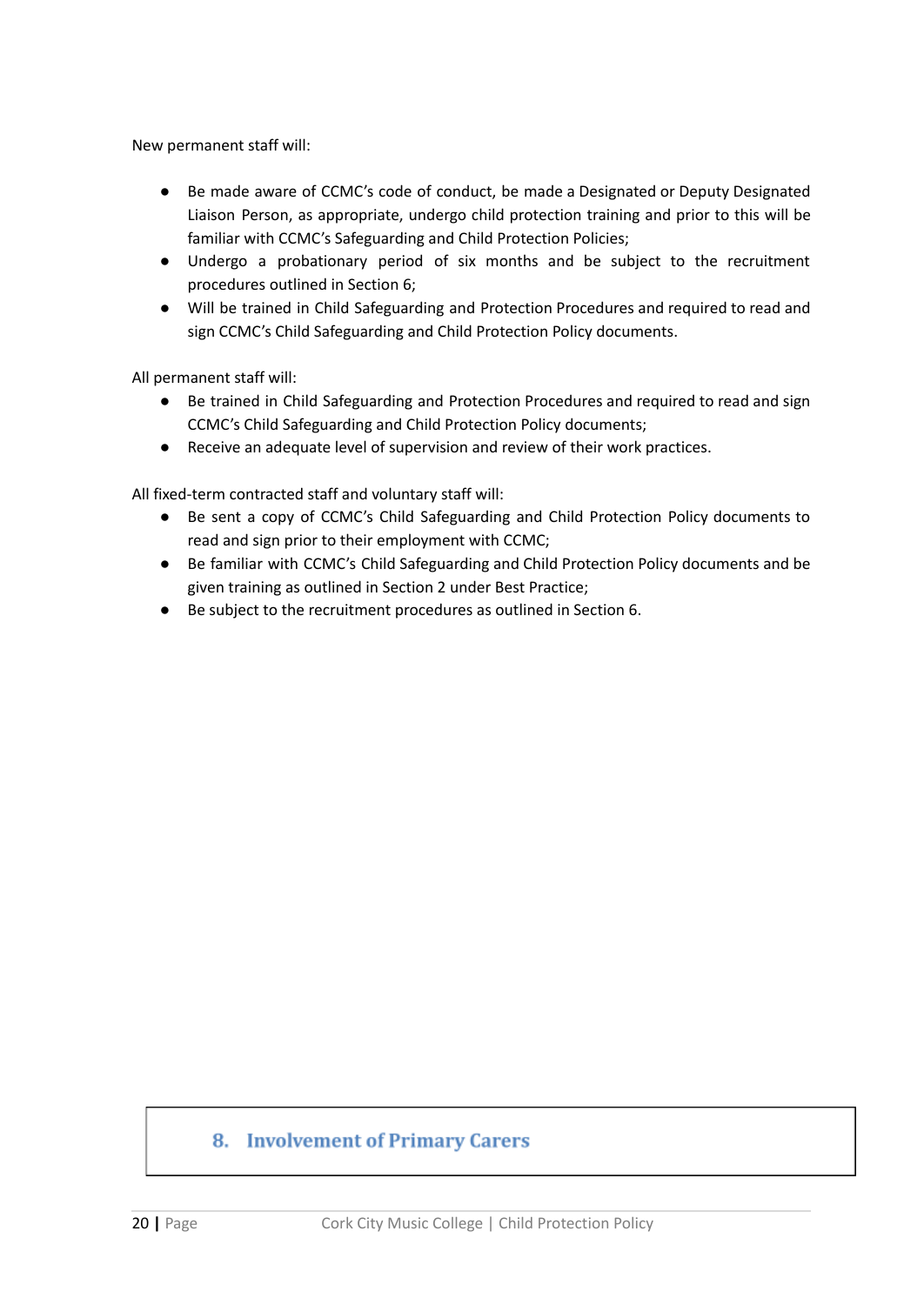New permanent staff will:

- Be made aware of CCMC's code of conduct, be made a Designated or Deputy Designated Liaison Person, as appropriate, undergo child protection training and prior to this will be familiar with CCMC's Safeguarding and Child Protection Policies;
- Undergo a probationary period of six months and be subject to the recruitment procedures outlined in Section 6;
- Will be trained in Child Safeguarding and Protection Procedures and required to read and sign CCMC's Child Safeguarding and Child Protection Policy documents.

All permanent staff will:

- Be trained in Child Safeguarding and Protection Procedures and required to read and sign CCMC's Child Safeguarding and Child Protection Policy documents;
- Receive an adequate level of supervision and review of their work practices.

All fixed-term contracted staff and voluntary staff will:

- Be sent a copy of CCMC's Child Safeguarding and Child Protection Policy documents to read and sign prior to their employment with CCMC;
- Be familiar with CCMC's Child Safeguarding and Child Protection Policy documents and be given training as outlined in Section 2 under Best Practice;
- Be subject to the recruitment procedures as outlined in Section 6.

## 8. Involvement of Primary Carers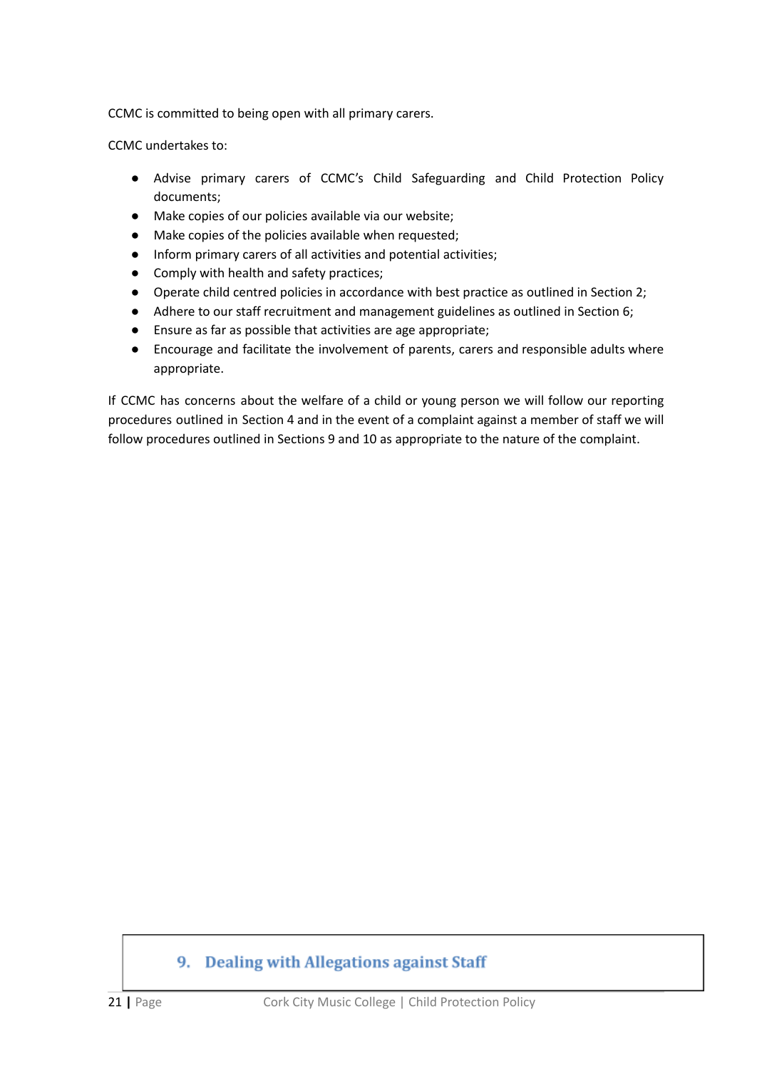CCMC is committed to being open with all primary carers.

CCMC undertakes to:

- Advise primary carers of CCMC's Child Safeguarding and Child Protection Policy documents;
- Make copies of our policies available via our website;
- Make copies of the policies available when requested;
- Inform primary carers of all activities and potential activities;
- Comply with health and safety practices;
- Operate child centred policies in accordance with best practice as outlined in Section 2;
- Adhere to our staff recruitment and management guidelines as outlined in Section 6;
- Ensure as far as possible that activities are age appropriate;
- Encourage and facilitate the involvement of parents, carers and responsible adults where appropriate.

If CCMC has concerns about the welfare of a child or young person we will follow our reporting procedures outlined in Section 4 and in the event of a complaint against a member of staff we will follow procedures outlined in Sections 9 and 10 as appropriate to the nature of the complaint.

## 9. Dealing with Allegations against Staff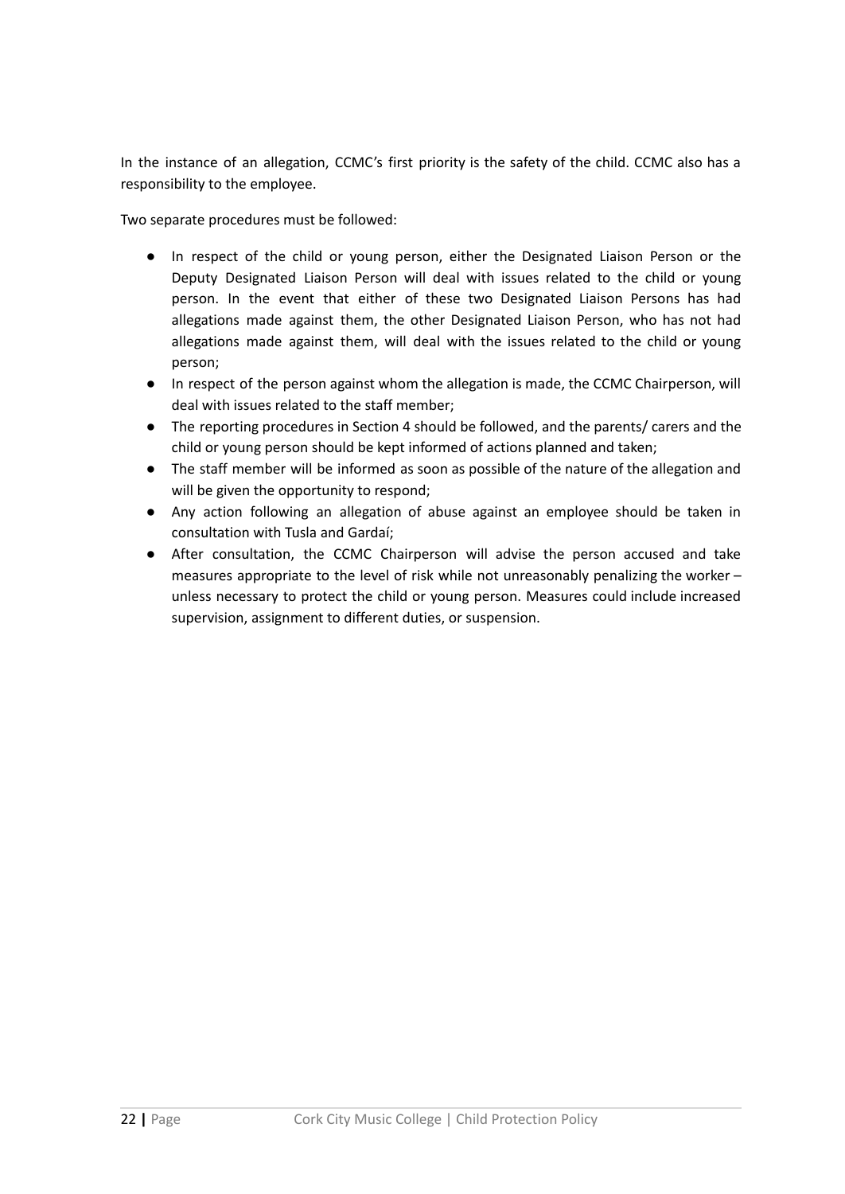In the instance of an allegation, CCMC's first priority is the safety of the child. CCMC also has a responsibility to the employee.

Two separate procedures must be followed:

- In respect of the child or young person, either the Designated Liaison Person or the Deputy Designated Liaison Person will deal with issues related to the child or young person. In the event that either of these two Designated Liaison Persons has had allegations made against them, the other Designated Liaison Person, who has not had allegations made against them, will deal with the issues related to the child or young person;
- In respect of the person against whom the allegation is made, the CCMC Chairperson, will deal with issues related to the staff member;
- The reporting procedures in Section 4 should be followed, and the parents/ carers and the child or young person should be kept informed of actions planned and taken;
- The staff member will be informed as soon as possible of the nature of the allegation and will be given the opportunity to respond;
- Any action following an allegation of abuse against an employee should be taken in consultation with Tusla and Gardaí;
- After consultation, the CCMC Chairperson will advise the person accused and take measures appropriate to the level of risk while not unreasonably penalizing the worker – unless necessary to protect the child or young person. Measures could include increased supervision, assignment to different duties, or suspension.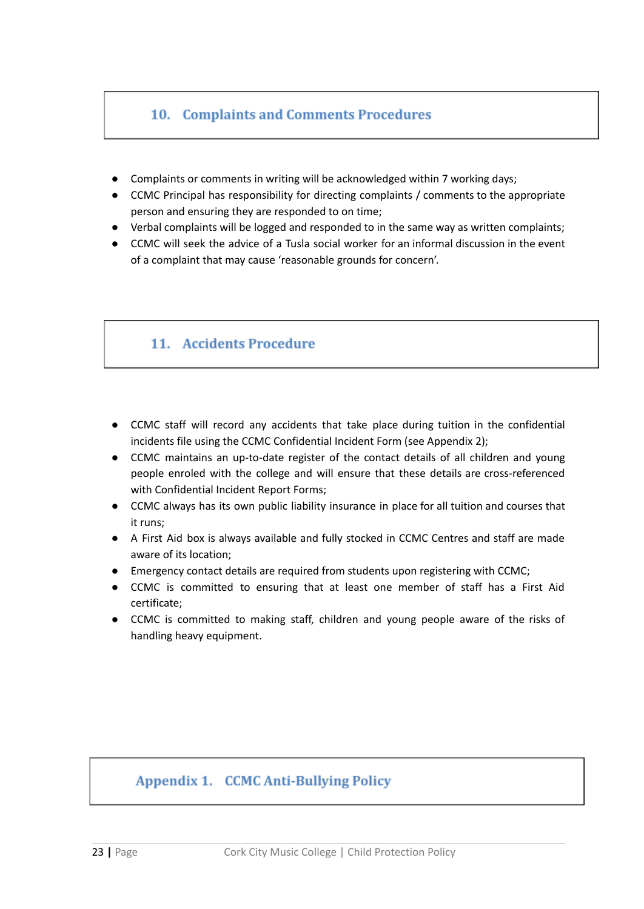## 10. Complaints and Comments Procedures

- Complaints or comments in writing will be acknowledged within 7 working days;
- CCMC Principal has responsibility for directing complaints / comments to the appropriate person and ensuring they are responded to on time;
- Verbal complaints will be logged and responded to in the same way as written complaints;
- CCMC will seek the advice of a Tusla social worker for an informal discussion in the event of a complaint that may cause 'reasonable grounds for concern'.

## 11. Accidents Procedure

- CCMC staff will record any accidents that take place during tuition in the confidential incidents file using the CCMC Confidential Incident Form (see Appendix 2);
- CCMC maintains an up-to-date register of the contact details of all children and young people enroled with the college and will ensure that these details are cross-referenced with Confidential Incident Report Forms;
- CCMC always has its own public liability insurance in place for all tuition and courses that it runs;
- A First Aid box is always available and fully stocked in CCMC Centres and staff are made aware of its location;
- Emergency contact details are required from students upon registering with CCMC;
- CCMC is committed to ensuring that at least one member of staff has a First Aid certificate;
- CCMC is committed to making staff, children and young people aware of the risks of handling heavy equipment.

## Appendix 1. CCMC Anti-Bullying Policy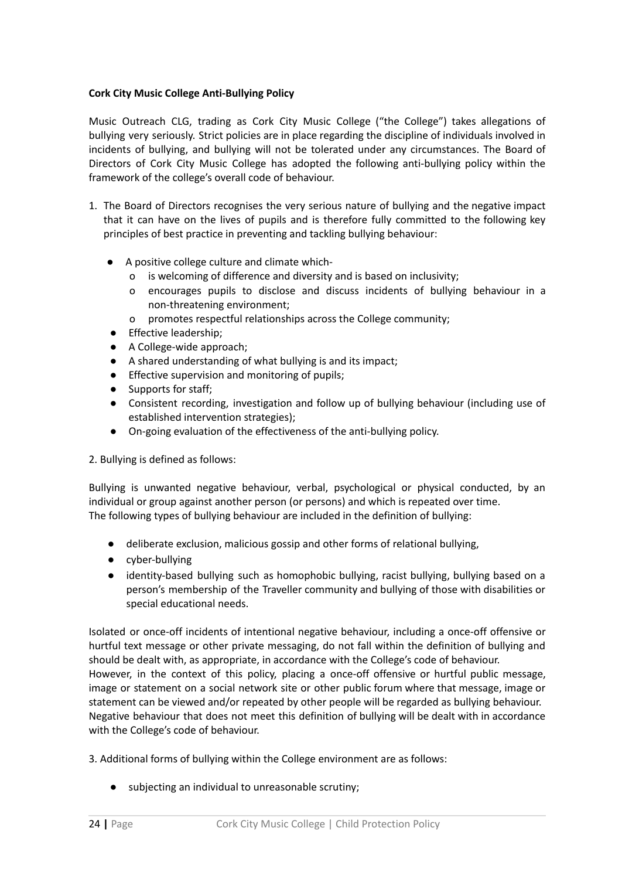**Cork City Music College Anti-Bullying Policy**

Music Outreach CLG, trading as Cork City Music College ("the College") takes allegations of bullying very seriously. Strict policies are in place regarding the discipline of individuals involved in incidents of bullying, and bullying will not be tolerated under any circumstances. The Board of Directors of Cork City Music College has adopted the following anti-bullying policy within the framework of the college's overall code of behaviour.

1. The Board of Directors recognises the very serious nature of bullying and the negative impact that it can have on the lives of pupils and is therefore fully committed to the following key principles of best practice in preventing and tackling bullying behaviour:

    - A positive college culture and climate which-
        - is welcoming of difference and diversity and is based on inclusivity;
        - encourages pupils to disclose and discuss incidents of bullying behaviour in a non-threatening environment;
        - promotes respectful relationships across the College community;
    - Effective leadership;
    - A College-wide approach;
    - A shared understanding of what bullying is and its impact;
    - Effective supervision and monitoring of pupils;
    - Supports for staff;
    - Consistent recording, investigation and follow up of bullying behaviour (including use of established intervention strategies);
    - On-going evaluation of the effectiveness of the anti-bullying policy.

2. Bullying is defined as follows:

Bullying is unwanted negative behaviour, verbal, psychological or physical conducted, by an individual or group against another person (or persons) and which is repeated over time.
The following types of bullying behaviour are included in the definition of bullying:

- deliberate exclusion, malicious gossip and other forms of relational bullying,
- cyber-bullying
- identity-based bullying such as homophobic bullying, racist bullying, bullying based on a person's membership of the Traveller community and bullying of those with disabilities or special educational needs.

Isolated or once-off incidents of intentional negative behaviour, including a once-off offensive or hurtful text message or other private messaging, do not fall within the definition of bullying and should be dealt with, as appropriate, in accordance with the College's code of behaviour.
However, in the context of this policy, placing a once-off offensive or hurtful public message, image or statement on a social network site or other public forum where that message, image or statement can be viewed and/or repeated by other people will be regarded as bullying behaviour.
Negative behaviour that does not meet this definition of bullying will be dealt with in accordance with the College's code of behaviour.

3. Additional forms of bullying within the College environment are as follows:

- subjecting an individual to unreasonable scrutiny;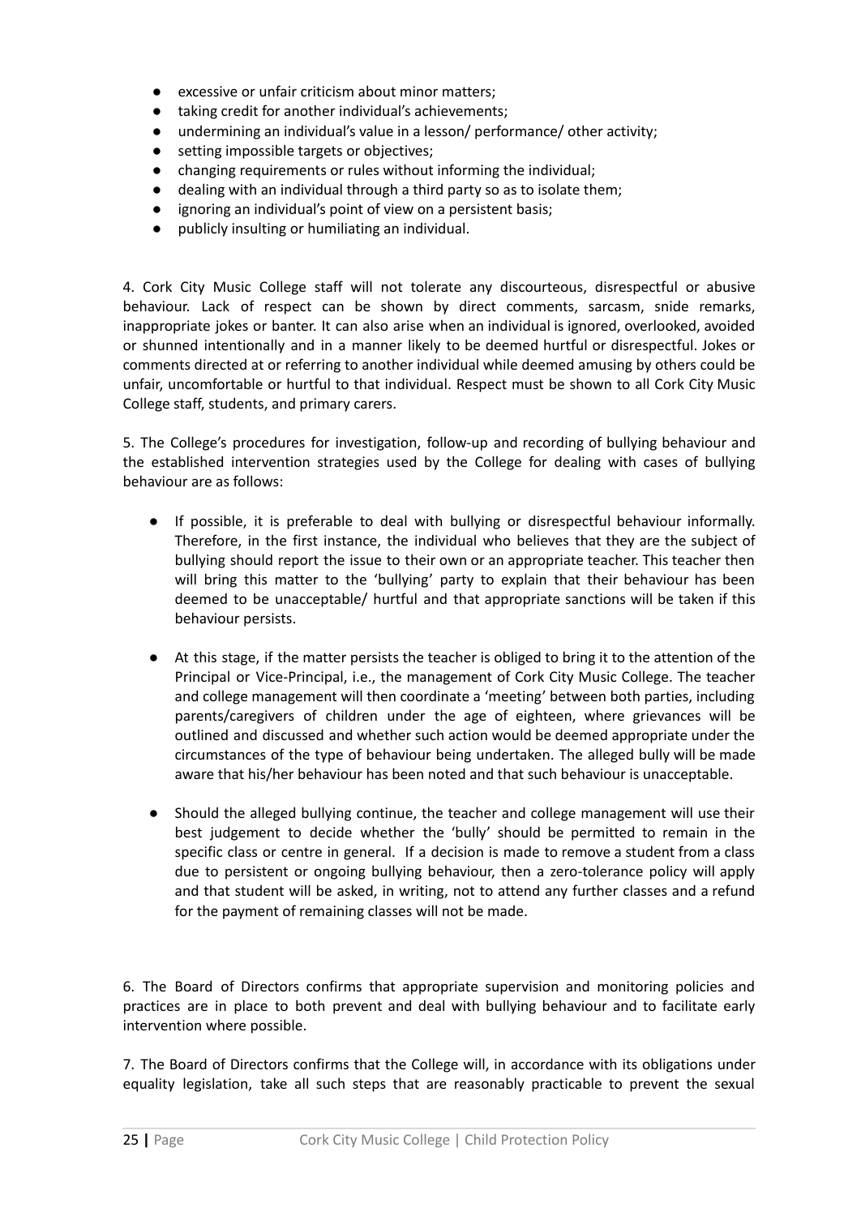- excessive or unfair criticism about minor matters;
- taking credit for another individual's achievements;
- undermining an individual's value in a lesson/ performance/ other activity;
- setting impossible targets or objectives;
- changing requirements or rules without informing the individual;
- dealing with an individual through a third party so as to isolate them;
- ignoring an individual's point of view on a persistent basis;
- publicly insulting or humiliating an individual.

4. Cork City Music College staff will not tolerate any discourteous, disrespectful or abusive behaviour. Lack of respect can be shown by direct comments, sarcasm, snide remarks, inappropriate jokes or banter. It can also arise when an individual is ignored, overlooked, avoided or shunned intentionally and in a manner likely to be deemed hurtful or disrespectful. Jokes or comments directed at or referring to another individual while deemed amusing by others could be unfair, uncomfortable or hurtful to that individual. Respect must be shown to all Cork City Music College staff, students, and primary carers.

5. The College's procedures for investigation, follow-up and recording of bullying behaviour and the established intervention strategies used by the College for dealing with cases of bullying behaviour are as follows:

- If possible, it is preferable to deal with bullying or disrespectful behaviour informally. Therefore, in the first instance, the individual who believes that they are the subject of bullying should report the issue to their own or an appropriate teacher. This teacher then will bring this matter to the 'bullying' party to explain that their behaviour has been deemed to be unacceptable/ hurtful and that appropriate sanctions will be taken if this behaviour persists.

- At this stage, if the matter persists the teacher is obliged to bring it to the attention of the Principal or Vice-Principal, i.e., the management of Cork City Music College. The teacher and college management will then coordinate a 'meeting' between both parties, including parents/caregivers of children under the age of eighteen, where grievances will be outlined and discussed and whether such action would be deemed appropriate under the circumstances of the type of behaviour being undertaken. The alleged bully will be made aware that his/her behaviour has been noted and that such behaviour is unacceptable.

- Should the alleged bullying continue, the teacher and college management will use their best judgement to decide whether the 'bully' should be permitted to remain in the specific class or centre in general. If a decision is made to remove a student from a class due to persistent or ongoing bullying behaviour, then a zero-tolerance policy will apply and that student will be asked, in writing, not to attend any further classes and a refund for the payment of remaining classes will not be made.

6. The Board of Directors confirms that appropriate supervision and monitoring policies and practices are in place to both prevent and deal with bullying behaviour and to facilitate early intervention where possible.

7. The Board of Directors confirms that the College will, in accordance with its obligations under equality legislation, take all such steps that are reasonably practicable to prevent the sexual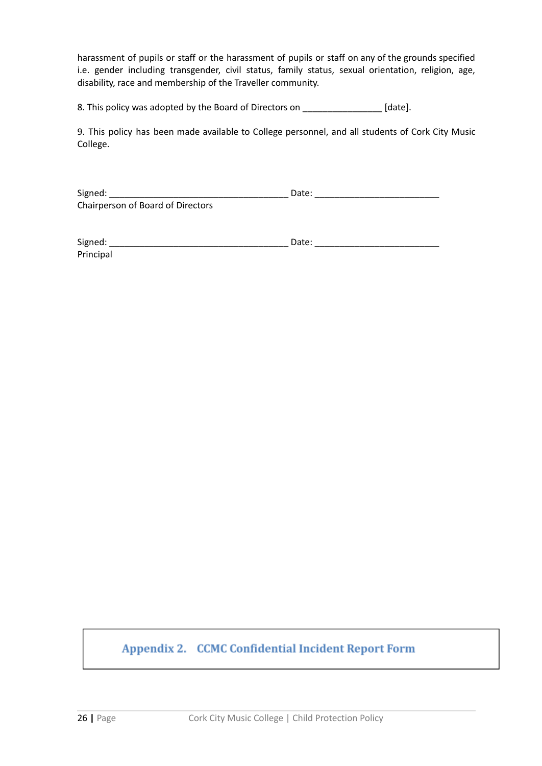harassment of pupils or staff or the harassment of pupils or staff on any of the grounds specified i.e. gender including transgender, civil status, family status, sexual orientation, religion, age, disability, race and membership of the Traveller community.

8. This policy was adopted by the Board of Directors on ________________ [date].

9. This policy has been made available to College personnel, and all students of Cork City Music College.

Signed: ____________________________________ Date: _________________________
Chairperson of Board of Directors

Signed: ____________________________________ Date: _________________________
Principal

## Appendix 2. CCMC Confidential Incident Report Form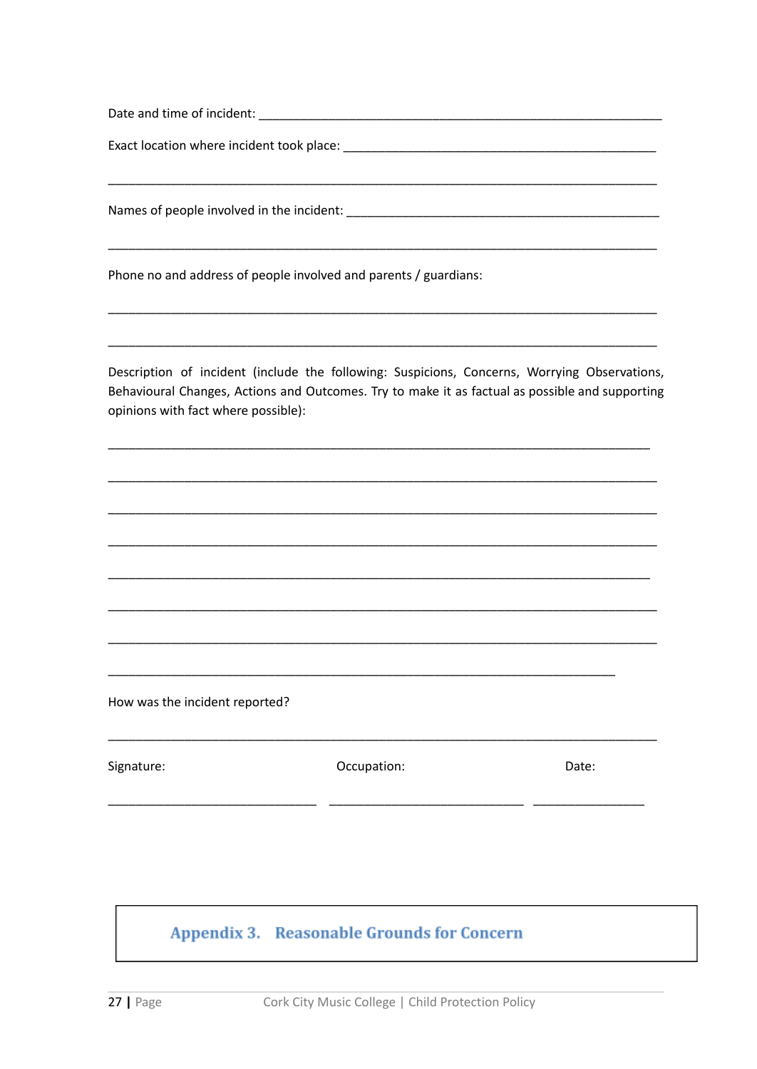Date and time of incident: ___________________________________________________________

Exact location where incident took place: _______________________________________________

_____________________________________________________________________________________

Names of people involved in the incident: _______________________________________________

_____________________________________________________________________________________

Phone no and address of people involved and parents / guardians:

_____________________________________________________________________________________

_____________________________________________________________________________________

Description of incident (include the following: Suspicions, Concerns, Worrying Observations, Behavioural Changes, Actions and Outcomes. Try to make it as factual as possible and supporting opinions with fact where possible):

_____________________________________________________________________________________

_____________________________________________________________________________________

_____________________________________________________________________________________

_____________________________________________________________________________________

_____________________________________________________________________________________

_____________________________________________________________________________________

_____________________________________________________________________________________

_____________________________________________________________________________________

How was the incident reported?

_____________________________________________________________________________________

| Signature: | Occupation: | Date: |
|---|---|---|
| ______________________________ | ____________________________ | ________________ |

## Appendix 3. Reasonable Grounds for Concern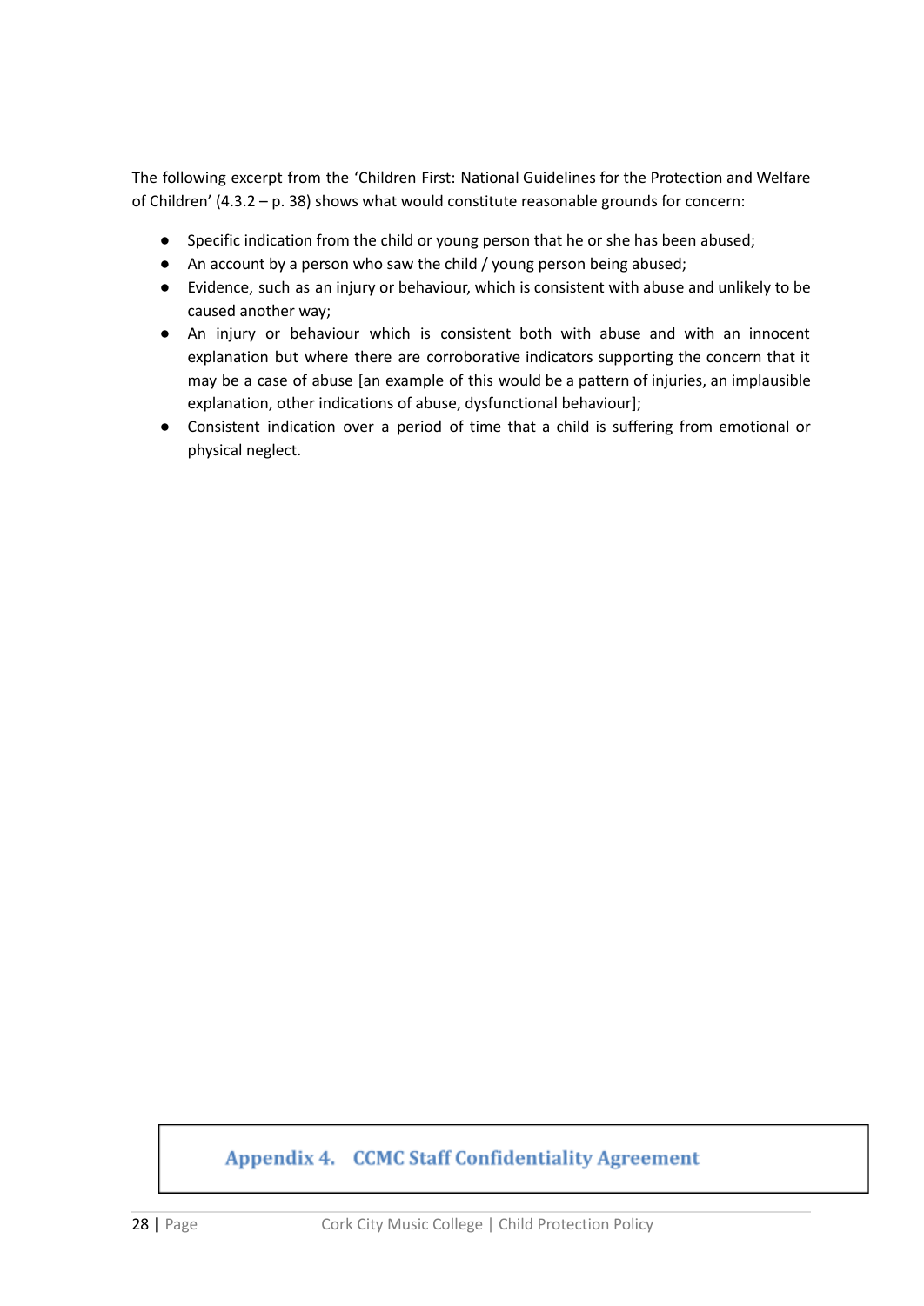The following excerpt from the 'Children First: National Guidelines for the Protection and Welfare of Children' (4.3.2 – p. 38) shows what would constitute reasonable grounds for concern:

- Specific indication from the child or young person that he or she has been abused;
- An account by a person who saw the child / young person being abused;
- Evidence, such as an injury or behaviour, which is consistent with abuse and unlikely to be caused another way;
- An injury or behaviour which is consistent both with abuse and with an innocent explanation but where there are corroborative indicators supporting the concern that it may be a case of abuse [an example of this would be a pattern of injuries, an implausible explanation, other indications of abuse, dysfunctional behaviour];
- Consistent indication over a period of time that a child is suffering from emotional or physical neglect.

## Appendix 4. CCMC Staff Confidentiality Agreement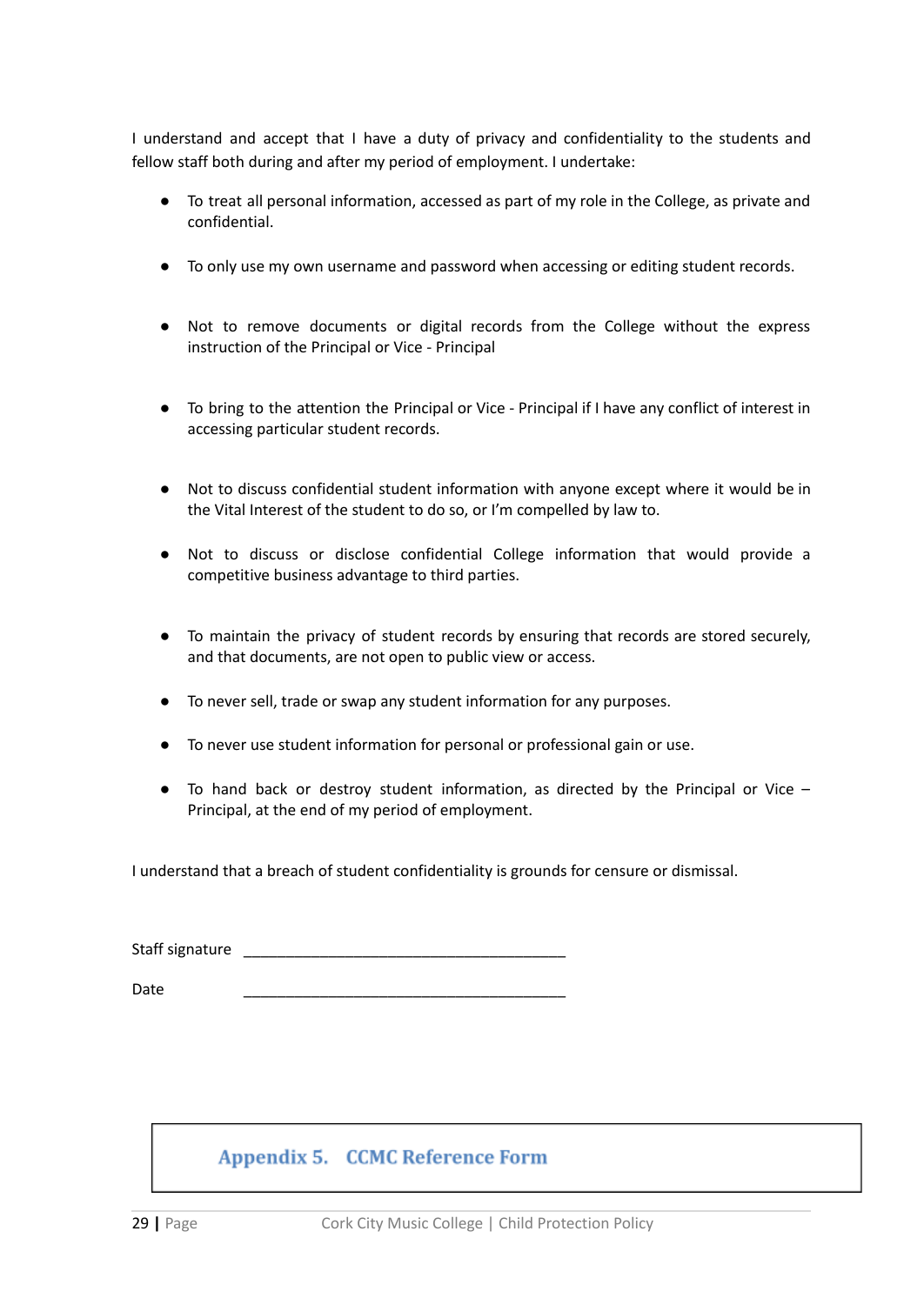I understand and accept that I have a duty of privacy and confidentiality to the students and fellow staff both during and after my period of employment. I undertake:

- To treat all personal information, accessed as part of my role in the College, as private and confidential.
- To only use my own username and password when accessing or editing student records.
- Not to remove documents or digital records from the College without the express instruction of the Principal or Vice - Principal
- To bring to the attention the Principal or Vice - Principal if I have any conflict of interest in accessing particular student records.
- Not to discuss confidential student information with anyone except where it would be in the Vital Interest of the student to do so, or I'm compelled by law to.
- Not to discuss or disclose confidential College information that would provide a competitive business advantage to third parties.
- To maintain the privacy of student records by ensuring that records are stored securely, and that documents, are not open to public view or access.
- To never sell, trade or swap any student information for any purposes.
- To never use student information for personal or professional gain or use.
- To hand back or destroy student information, as directed by the Principal or Vice – Principal, at the end of my period of employment.

I understand that a breach of student confidentiality is grounds for censure or dismissal.

Staff signature \_\_\_\_\_\_\_\_\_\_\_\_\_\_\_\_\_\_\_\_\_\_\_\_\_\_\_\_\_\_\_\_\_\_\_\_\_\_\_\_

Date \_\_\_\_\_\_\_\_\_\_\_\_\_\_\_\_\_\_\_\_\_\_\_\_\_\_\_\_\_\_\_\_\_\_\_\_\_\_\_\_

## Appendix 5. CCMC Reference Form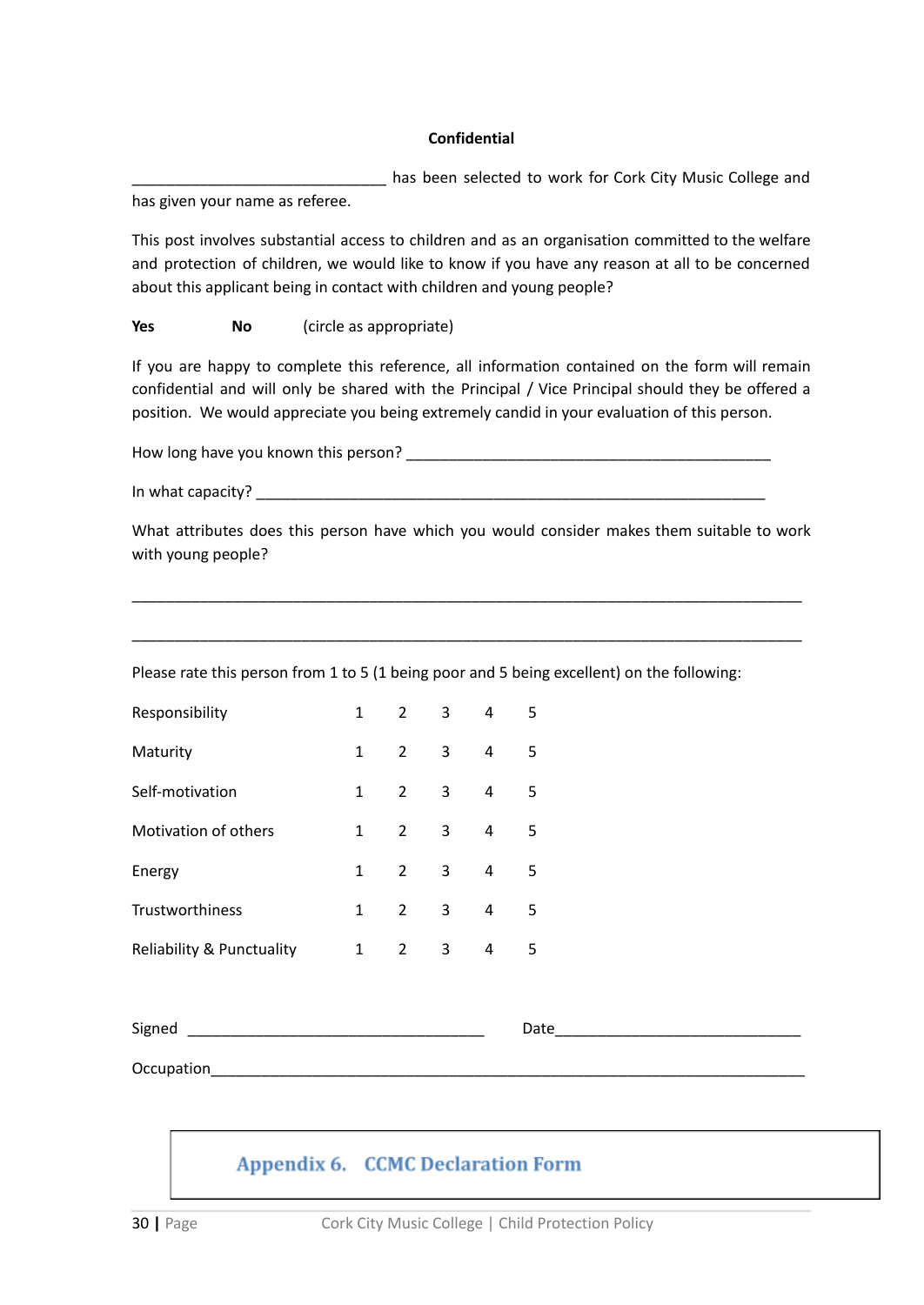**Confidential**

______________________________ has been selected to work for Cork City Music College and has given your name as referee.

This post involves substantial access to children and as an organisation committed to the welfare and protection of children, we would like to know if you have any reason at all to be concerned about this applicant being in contact with children and young people?

**Yes** **No** (circle as appropriate)

If you are happy to complete this reference, all information contained on the form will remain confidential and will only be shared with the Principal / Vice Principal should they be offered a position. We would appreciate you being extremely candid in your evaluation of this person.

How long have you known this person? ____________________________________________

In what capacity? ______________________________________________________________

What attributes does this person have which you would consider makes them suitable to work with young people?

_________________________________________________________________________________

_________________________________________________________________________________

Please rate this person from 1 to 5 (1 being poor and 5 being excellent) on the following:

| | | | | | |
|---|---|---|---|---|---|
| Responsibility | 1 | 2 | 3 | 4 | 5 |
| Maturity | 1 | 2 | 3 | 4 | 5 |
| Self-motivation | 1 | 2 | 3 | 4 | 5 |
| Motivation of others | 1 | 2 | 3 | 4 | 5 |
| Energy | 1 | 2 | 3 | 4 | 5 |
| Trustworthiness | 1 | 2 | 3 | 4 | 5 |
| Reliability & Punctuality | 1 | 2 | 3 | 4 | 5 |

Signed ___________________________________ Date_____________________________

Occupation_________________________________________________________________________

# Appendix 6. CCMC Declaration Form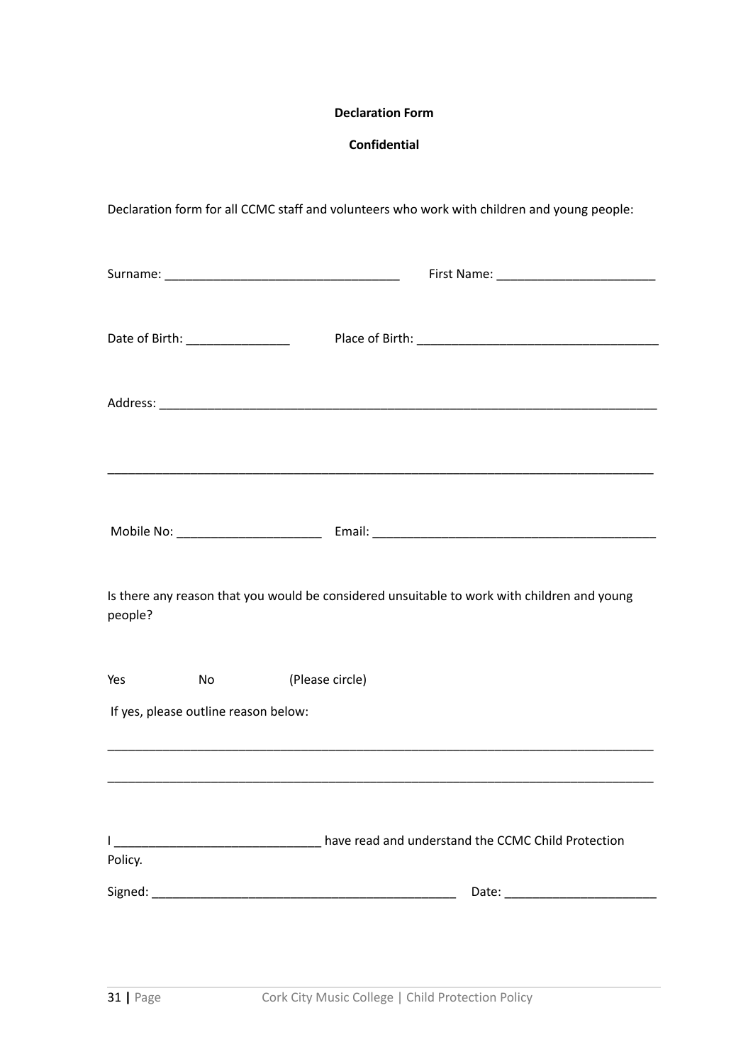**Declaration Form**

**Confidential**

Declaration form for all CCMC staff and volunteers who work with children and young people:

Surname: ___________________________________ First Name: ________________________

Date of Birth: ________________ Place of Birth: ___________________________________

Address: ____________________________________________________________________________

_____________________________________________________________________________________

Mobile No: ______________________ Email: __________________________________________

Is there any reason that you would be considered unsuitable to work with children and young people?

Yes No (Please circle)

If yes, please outline reason below:

_____________________________________________________________________________________

_____________________________________________________________________________________

I ______________________________ have read and understand the CCMC Child Protection Policy.

Signed: _____________________________________________ Date: ______________________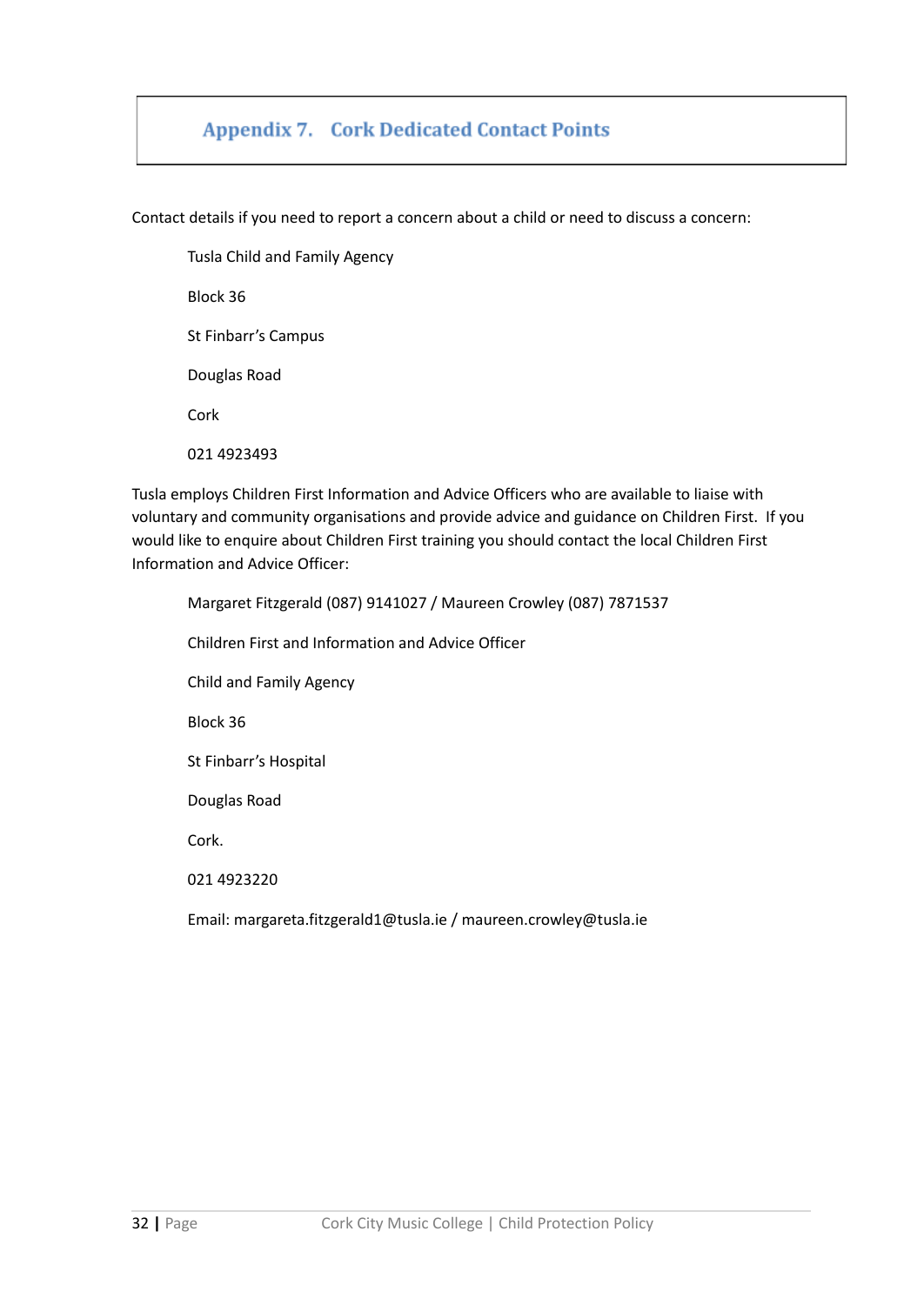# Appendix 7. Cork Dedicated Contact Points

Contact details if you need to report a concern about a child or need to discuss a concern:

Tusla Child and Family Agency

Block 36

St Finbarr's Campus

Douglas Road

Cork

021 4923493

Tusla employs Children First Information and Advice Officers who are available to liaise with voluntary and community organisations and provide advice and guidance on Children First. If you would like to enquire about Children First training you should contact the local Children First Information and Advice Officer:

Margaret Fitzgerald (087) 9141027 / Maureen Crowley (087) 7871537

Children First and Information and Advice Officer

Child and Family Agency

Block 36

St Finbarr's Hospital

Douglas Road

Cork.

021 4923220

Email: margareta.fitzgerald1@tusla.ie / maureen.crowley@tusla.ie